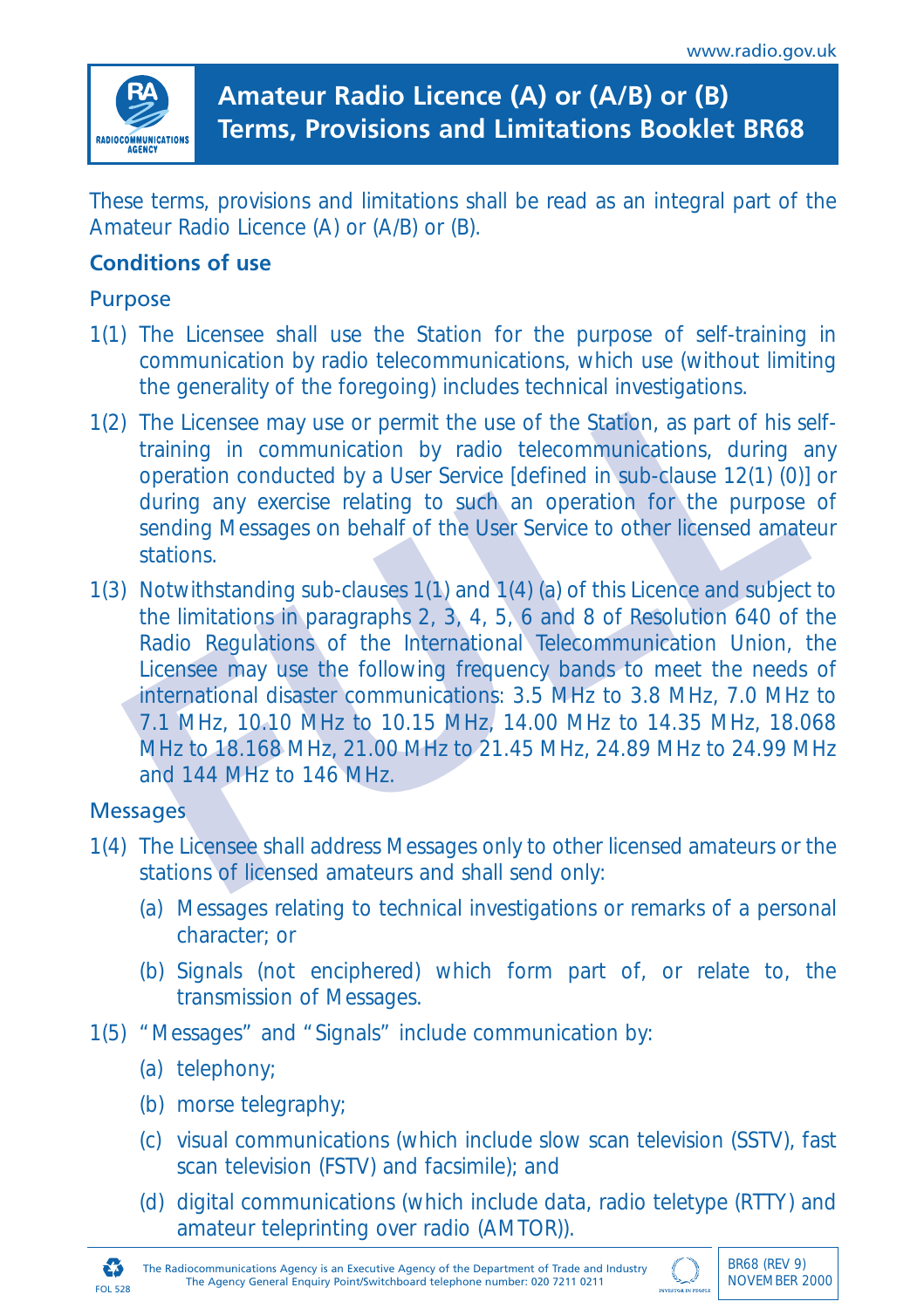# Amateur Radio Licence (A) or (A/B) or (B) Terms, Provisions and Limitations Booklet BR68

These terms, provisions and limitations shall be read as an integral part of the Amateur Radio Licence (A) or (A/B) or (B).

## Conditions of use

### Purpose

1(1) The Licensee shall use the Station for the purpose of self-training in communication by radio telecommunications, which use (without limiting the generality of the foregoing) includes technical investigations.

1(2) The Licensee may use or permit the use of the Station, as part of his self-training in communication by radio telecommunications, during any operation conducted by a User Service [defined in sub-clause 12(1) (0)] or during any exercise relating to such an operation for the purpose of sending Messages on behalf of the User Service to other licensed amateur stations.

1(3) Notwithstanding sub-clauses 1(1) and 1(4) (a) of this Licence and subject to the limitations in paragraphs 2, 3, 4, 5, 6 and 8 of Resolution 640 of the Radio Regulations of the International Telecommunication Union, the Licensee may use the following frequency bands to meet the needs of international disaster communications: 3.5 MHz to 3.8 MHz, 7.0 MHz to 7.1 MHz, 10.10 MHz to 10.15 MHz, 14.00 MHz to 14.35 MHz, 18.068 MHz to 18.168 MHz, 21.00 MHz to 21.45 MHz, 24.89 MHz to 24.99 MHz and 144 MHz to 146 MHz.

### Messages

1(4) The Licensee shall address Messages only to other licensed amateurs or the stations of licensed amateurs and shall send only:

- (a) Messages relating to technical investigations or remarks of a personal character; or
- (b) Signals (not enciphered) which form part of, or relate to, the transmission of Messages.

1(5) "Messages" and "Signals" include communication by:

- (a) telephony;
- (b) morse telegraphy;
- (c) visual communications (which include slow scan television (SSTV), fast scan television (FSTV) and facsimile); and
- (d) digital communications (which include data, radio teletype (RTTY) and amateur teleprinting over radio (AMTOR)).

The Radiocommunications Agency is an Executive Agency of the Department of Trade and Industry
The Agency General Enquiry Point/Switchboard telephone number: 020 7211 0211

BR68 (REV 9) NOVEMBER 2000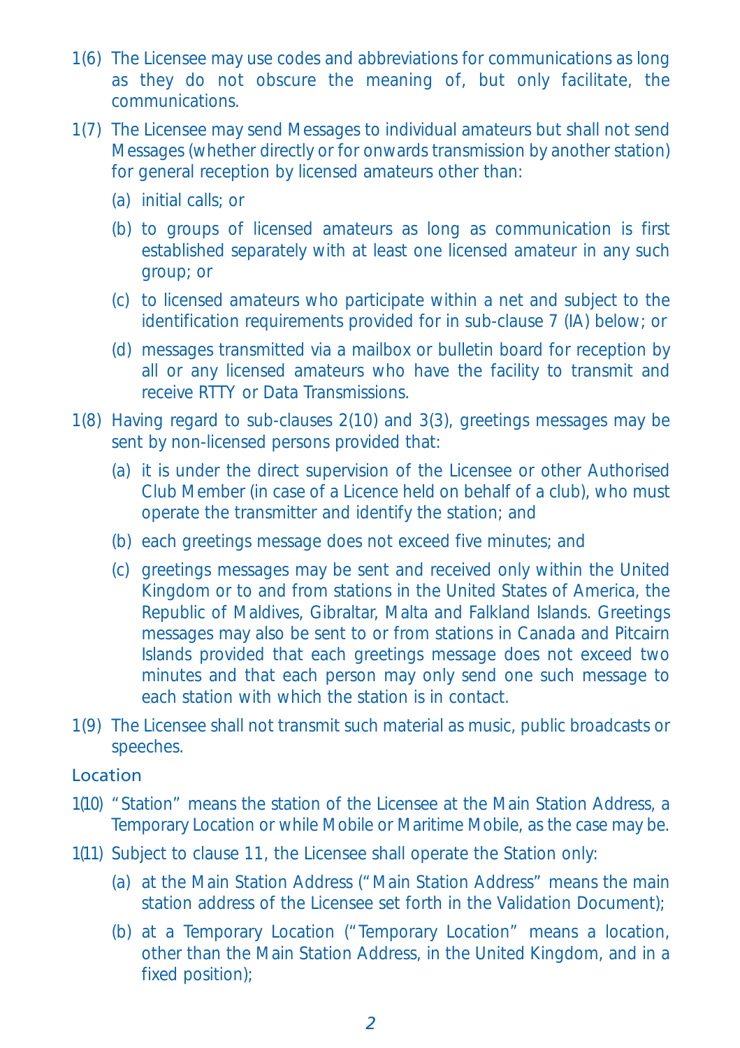1(6) The Licensee may use codes and abbreviations for communications as long as they do not obscure the meaning of, but only facilitate, the communications.

1(7) The Licensee may send Messages to individual amateurs but shall not send Messages (whether directly or for onwards transmission by another station) for general reception by licensed amateurs other than:

(a) initial calls; or

(b) to groups of licensed amateurs as long as communication is first established separately with at least one licensed amateur in any such group; or

(c) to licensed amateurs who participate within a net and subject to the identification requirements provided for in sub-clause 7 (IA) below; or

(d) messages transmitted via a mailbox or bulletin board for reception by all or any licensed amateurs who have the facility to transmit and receive RTTY or Data Transmissions.

1(8) Having regard to sub-clauses 2(10) and 3(3), greetings messages may be sent by non-licensed persons provided that:

(a) it is under the direct supervision of the Licensee or other Authorised Club Member (in case of a Licence held on behalf of a club), who must operate the transmitter and identify the station; and

(b) each greetings message does not exceed five minutes; and

(c) greetings messages may be sent and received only within the United Kingdom or to and from stations in the United States of America, the Republic of Maldives, Gibraltar, Malta and Falkland Islands. Greetings messages may also be sent to or from stations in Canada and Pitcairn Islands provided that each greetings message does not exceed two minutes and that each person may only send one such message to each station with which the station is in contact.

1(9) The Licensee shall not transmit such material as music, public broadcasts or speeches.

## Location

1(10) "Station" means the station of the Licensee at the Main Station Address, a Temporary Location or while Mobile or Maritime Mobile, as the case may be.

1(11) Subject to clause 11, the Licensee shall operate the Station only:

(a) at the Main Station Address ("Main Station Address" means the main station address of the Licensee set forth in the Validation Document);

(b) at a Temporary Location ("Temporary Location" means a location, other than the Main Station Address, in the United Kingdom, and in a fixed position);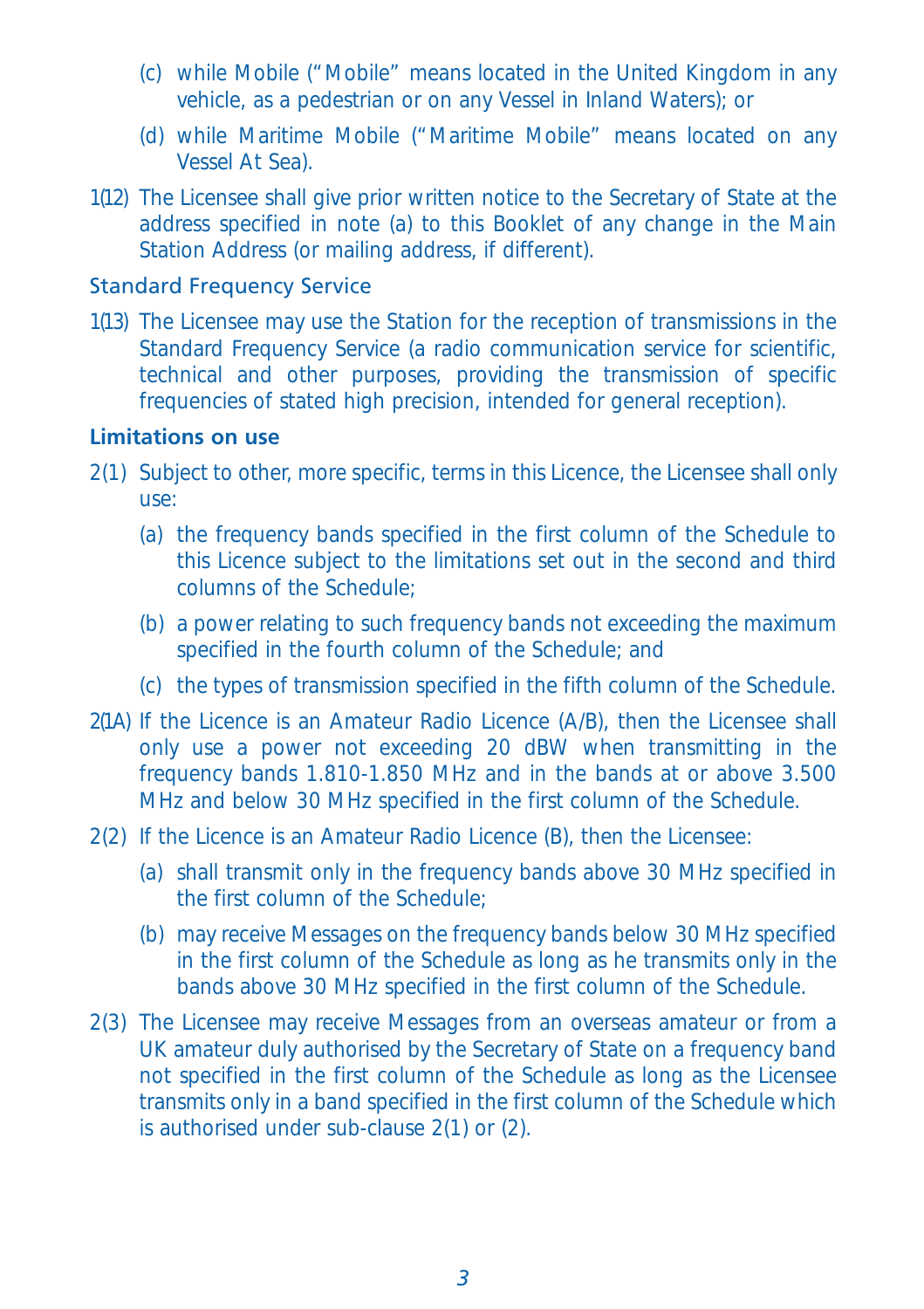(c) while Mobile ("Mobile" means located in the United Kingdom in any vehicle, as a pedestrian or on any Vessel in Inland Waters); or

(d) while Maritime Mobile ("Maritime Mobile" means located on any Vessel At Sea).

1(12) The Licensee shall give prior written notice to the Secretary of State at the address specified in note (a) to this Booklet of any change in the Main Station Address (or mailing address, if different).

### Standard Frequency Service

1(13) The Licensee may use the Station for the reception of transmissions in the Standard Frequency Service (a radio communication service for scientific, technical and other purposes, providing the transmission of specific frequencies of stated high precision, intended for general reception).

### **Limitations on use**

2(1) Subject to other, more specific, terms in this Licence, the Licensee shall only use:

(a) the frequency bands specified in the first column of the Schedule to this Licence subject to the limitations set out in the second and third columns of the Schedule;

(b) a power relating to such frequency bands not exceeding the maximum specified in the fourth column of the Schedule; and

(c) the types of transmission specified in the fifth column of the Schedule.

2(1A) If the Licence is an Amateur Radio Licence (A/B), then the Licensee shall only use a power not exceeding 20 dBW when transmitting in the frequency bands 1.810-1.850 MHz and in the bands at or above 3.500 MHz and below 30 MHz specified in the first column of the Schedule.

2(2) If the Licence is an Amateur Radio Licence (B), then the Licensee:

(a) shall transmit only in the frequency bands above 30 MHz specified in the first column of the Schedule;

(b) may receive Messages on the frequency bands below 30 MHz specified in the first column of the Schedule as long as he transmits only in the bands above 30 MHz specified in the first column of the Schedule.

2(3) The Licensee may receive Messages from an overseas amateur or from a UK amateur duly authorised by the Secretary of State on a frequency band not specified in the first column of the Schedule as long as the Licensee transmits only in a band specified in the first column of the Schedule which is authorised under sub-clause 2(1) or (2).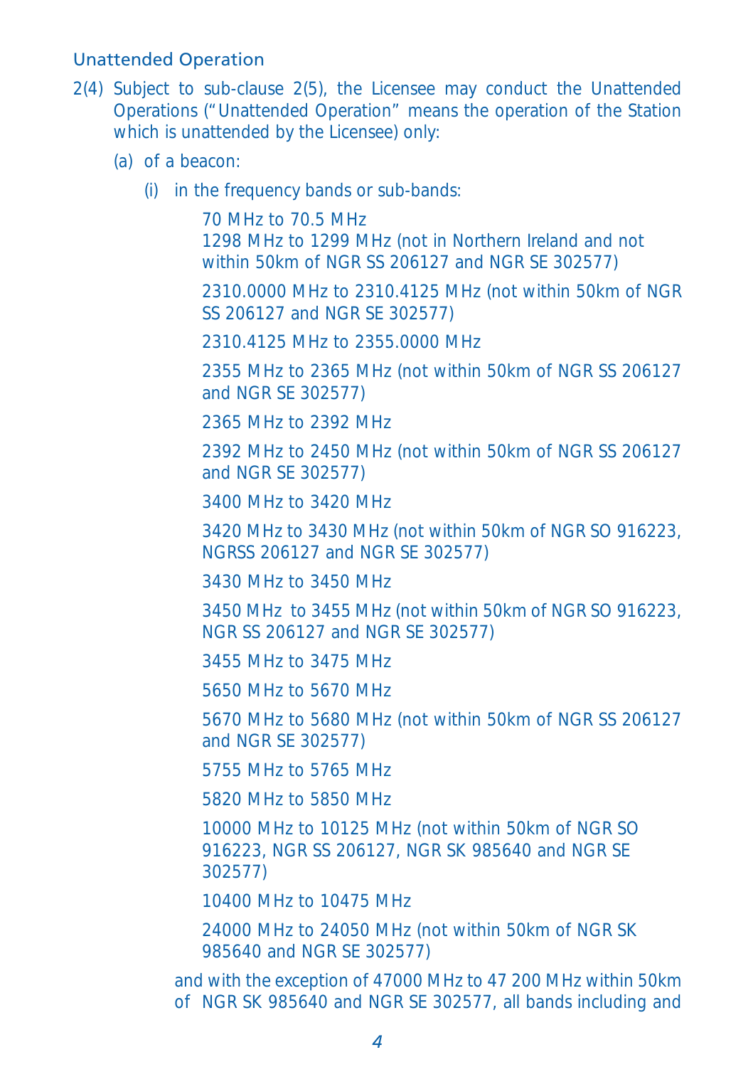### Unattended Operation

2(4) Subject to sub-clause 2(5), the Licensee may conduct the Unattended Operations ("Unattended Operation" means the operation of the Station which is unattended by the Licensee) only:

(a) of a beacon:

(i) in the frequency bands or sub-bands:

70 MHz to 70.5 MHz
1298 MHz to 1299 MHz (not in Northern Ireland and not within 50km of NGR SS 206127 and NGR SE 302577)

2310.0000 MHz to 2310.4125 MHz (not within 50km of NGR SS 206127 and NGR SE 302577)

2310.4125 MHz to 2355.0000 MHz

2355 MHz to 2365 MHz (not within 50km of NGR SS 206127 and NGR SE 302577)

2365 MHz to 2392 MHz

2392 MHz to 2450 MHz (not within 50km of NGR SS 206127 and NGR SE 302577)

3400 MHz to 3420 MHz

3420 MHz to 3430 MHz (not within 50km of NGR SO 916223, NGRSS 206127 and NGR SE 302577)

3430 MHz to 3450 MHz

3450 MHz to 3455 MHz (not within 50km of NGR SO 916223, NGR SS 206127 and NGR SE 302577)

3455 MHz to 3475 MHz

5650 MHz to 5670 MHz

5670 MHz to 5680 MHz (not within 50km of NGR SS 206127 and NGR SE 302577)

5755 MHz to 5765 MHz

5820 MHz to 5850 MHz

10000 MHz to 10125 MHz (not within 50km of NGR SO 916223, NGR SS 206127, NGR SK 985640 and NGR SE 302577)

10400 MHz to 10475 MHz

24000 MHz to 24050 MHz (not within 50km of NGR SK 985640 and NGR SE 302577)

and with the exception of 47000 MHz to 47 200 MHz within 50km of NGR SK 985640 and NGR SE 302577, all bands including and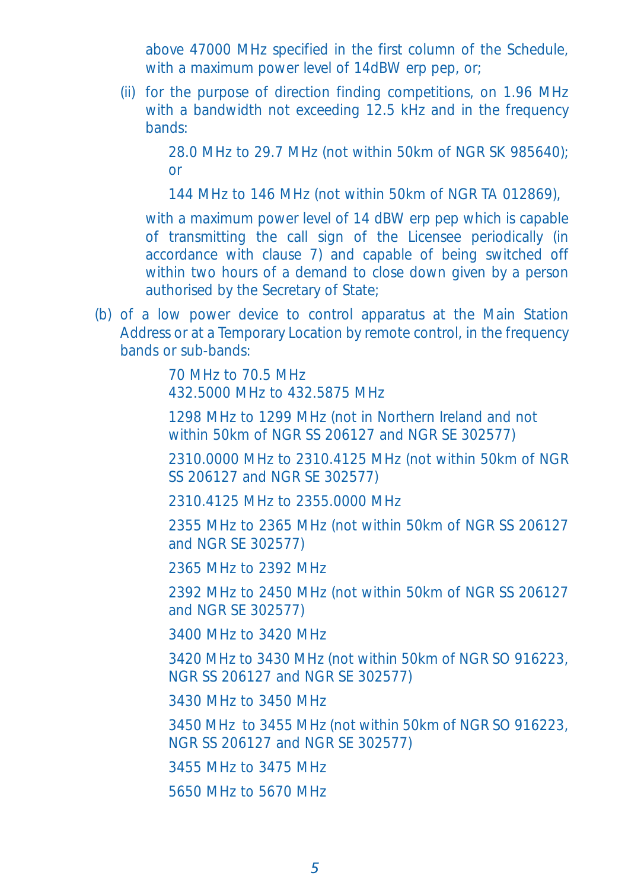above 47000 MHz specified in the first column of the Schedule, with a maximum power level of 14dBW erp pep, or;

(ii) for the purpose of direction finding competitions, on 1.96 MHz with a bandwidth not exceeding 12.5 kHz and in the frequency bands:

28.0 MHz to 29.7 MHz (not within 50km of NGR SK 985640); or

144 MHz to 146 MHz (not within 50km of NGR TA 012869),

with a maximum power level of 14 dBW erp pep which is capable of transmitting the call sign of the Licensee periodically (in accordance with clause 7) and capable of being switched off within two hours of a demand to close down given by a person authorised by the Secretary of State;

(b) of a low power device to control apparatus at the Main Station Address or at a Temporary Location by remote control, in the frequency bands or sub-bands:

70 MHz to 70.5 MHz
432.5000 MHz to 432.5875 MHz

1298 MHz to 1299 MHz (not in Northern Ireland and not within 50km of NGR SS 206127 and NGR SE 302577)

2310.0000 MHz to 2310.4125 MHz (not within 50km of NGR SS 206127 and NGR SE 302577)

2310.4125 MHz to 2355.0000 MHz

2355 MHz to 2365 MHz (not within 50km of NGR SS 206127 and NGR SE 302577)

2365 MHz to 2392 MHz

2392 MHz to 2450 MHz (not within 50km of NGR SS 206127 and NGR SE 302577)

3400 MHz to 3420 MHz

3420 MHz to 3430 MHz (not within 50km of NGR SO 916223, NGR SS 206127 and NGR SE 302577)

3430 MHz to 3450 MHz

3450 MHz to 3455 MHz (not within 50km of NGR SO 916223, NGR SS 206127 and NGR SE 302577)

3455 MHz to 3475 MHz

5650 MHz to 5670 MHz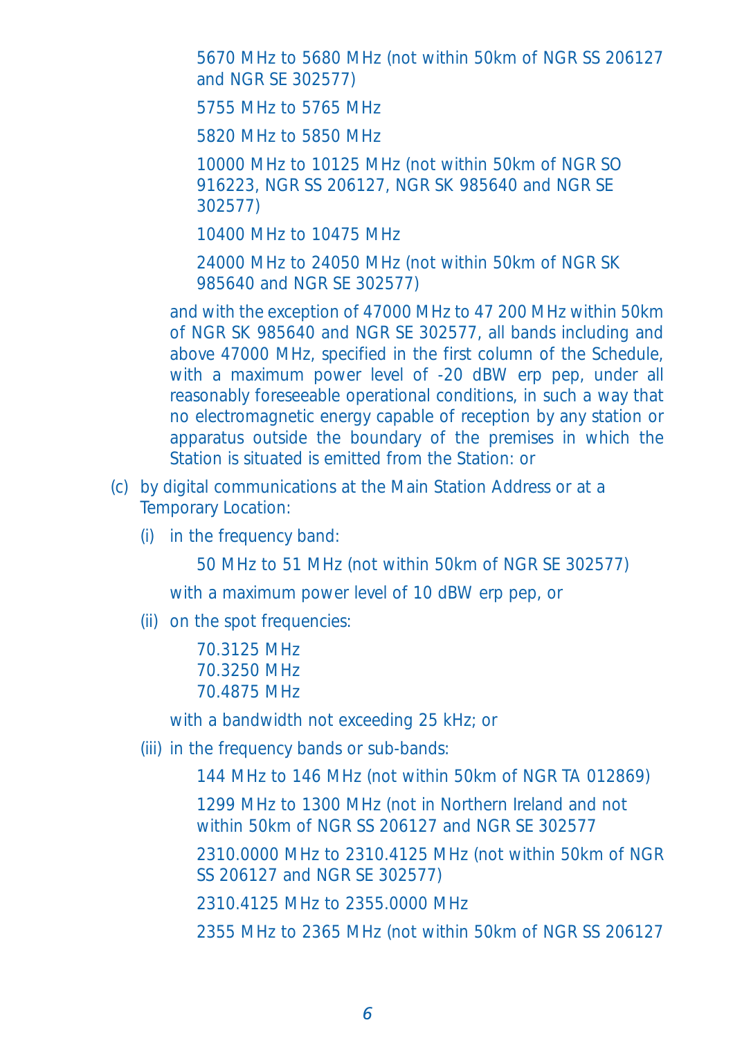5670 MHz to 5680 MHz (not within 50km of NGR SS 206127 and NGR SE 302577)

5755 MHz to 5765 MHz

5820 MHz to 5850 MHz

10000 MHz to 10125 MHz (not within 50km of NGR SO 916223, NGR SS 206127, NGR SK 985640 and NGR SE 302577)

10400 MHz to 10475 MHz

24000 MHz to 24050 MHz (not within 50km of NGR SK 985640 and NGR SE 302577)

and with the exception of 47000 MHz to 47 200 MHz within 50km of NGR SK 985640 and NGR SE 302577, all bands including and above 47000 MHz, specified in the first column of the Schedule, with a maximum power level of -20 dBW erp pep, under all reasonably foreseeable operational conditions, in such a way that no electromagnetic energy capable of reception by any station or apparatus outside the boundary of the premises in which the Station is situated is emitted from the Station: or

(c) by digital communications at the Main Station Address or at a Temporary Location:

(i) in the frequency band:

50 MHz to 51 MHz (not within 50km of NGR SE 302577)

with a maximum power level of 10 dBW erp pep, or

(ii) on the spot frequencies:

70.3125 MHz
70.3250 MHz
70.4875 MHz

with a bandwidth not exceeding 25 kHz; or

(iii) in the frequency bands or sub-bands:

144 MHz to 146 MHz (not within 50km of NGR TA 012869)

1299 MHz to 1300 MHz (not in Northern Ireland and not within 50km of NGR SS 206127 and NGR SE 302577

2310.0000 MHz to 2310.4125 MHz (not within 50km of NGR SS 206127 and NGR SE 302577)

2310.4125 MHz to 2355.0000 MHz

2355 MHz to 2365 MHz (not within 50km of NGR SS 206127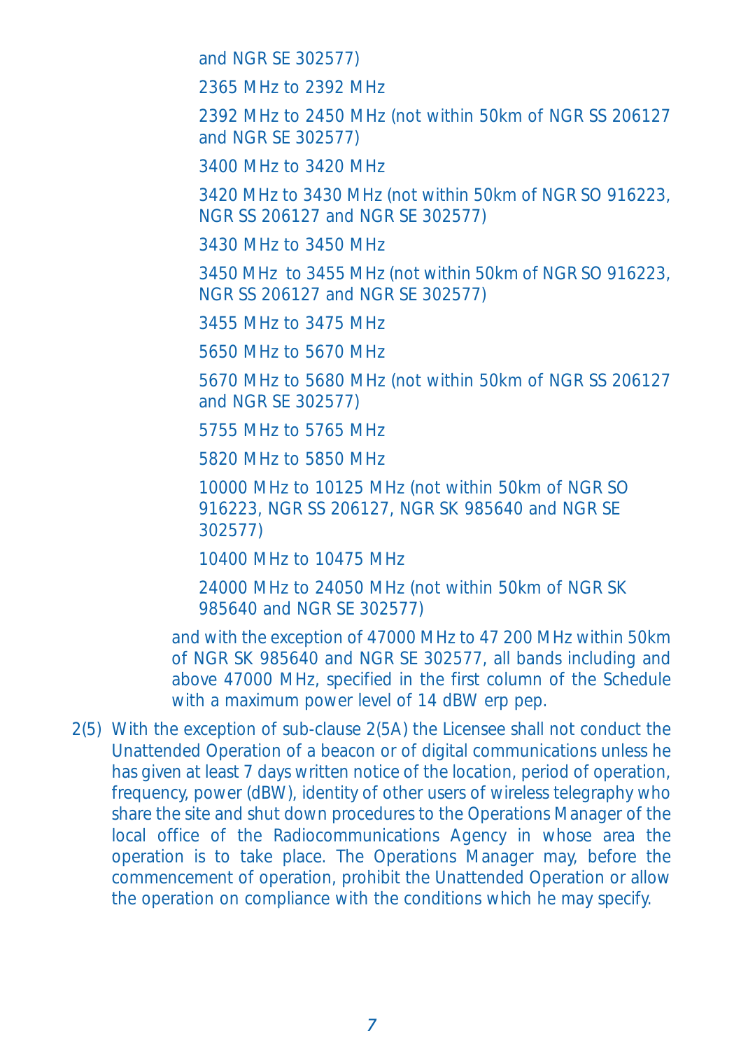and NGR SE 302577)

2365 MHz to 2392 MHz

2392 MHz to 2450 MHz (not within 50km of NGR SS 206127 and NGR SE 302577)

3400 MHz to 3420 MHz

3420 MHz to 3430 MHz (not within 50km of NGR SO 916223, NGR SS 206127 and NGR SE 302577)

3430 MHz to 3450 MHz

3450 MHz to 3455 MHz (not within 50km of NGR SO 916223, NGR SS 206127 and NGR SE 302577)

3455 MHz to 3475 MHz

5650 MHz to 5670 MHz

5670 MHz to 5680 MHz (not within 50km of NGR SS 206127 and NGR SE 302577)

5755 MHz to 5765 MHz

5820 MHz to 5850 MHz

10000 MHz to 10125 MHz (not within 50km of NGR SO 916223, NGR SS 206127, NGR SK 985640 and NGR SE 302577)

10400 MHz to 10475 MHz

24000 MHz to 24050 MHz (not within 50km of NGR SK 985640 and NGR SE 302577)

and with the exception of 47000 MHz to 47 200 MHz within 50km of NGR SK 985640 and NGR SE 302577, all bands including and above 47000 MHz, specified in the first column of the Schedule with a maximum power level of 14 dBW erp pep.

2(5) With the exception of sub-clause 2(5A) the Licensee shall not conduct the Unattended Operation of a beacon or of digital communications unless he has given at least 7 days written notice of the location, period of operation, frequency, power (dBW), identity of other users of wireless telegraphy who share the site and shut down procedures to the Operations Manager of the local office of the Radiocommunications Agency in whose area the operation is to take place. The Operations Manager may, before the commencement of operation, prohibit the Unattended Operation or allow the operation on compliance with the conditions which he may specify.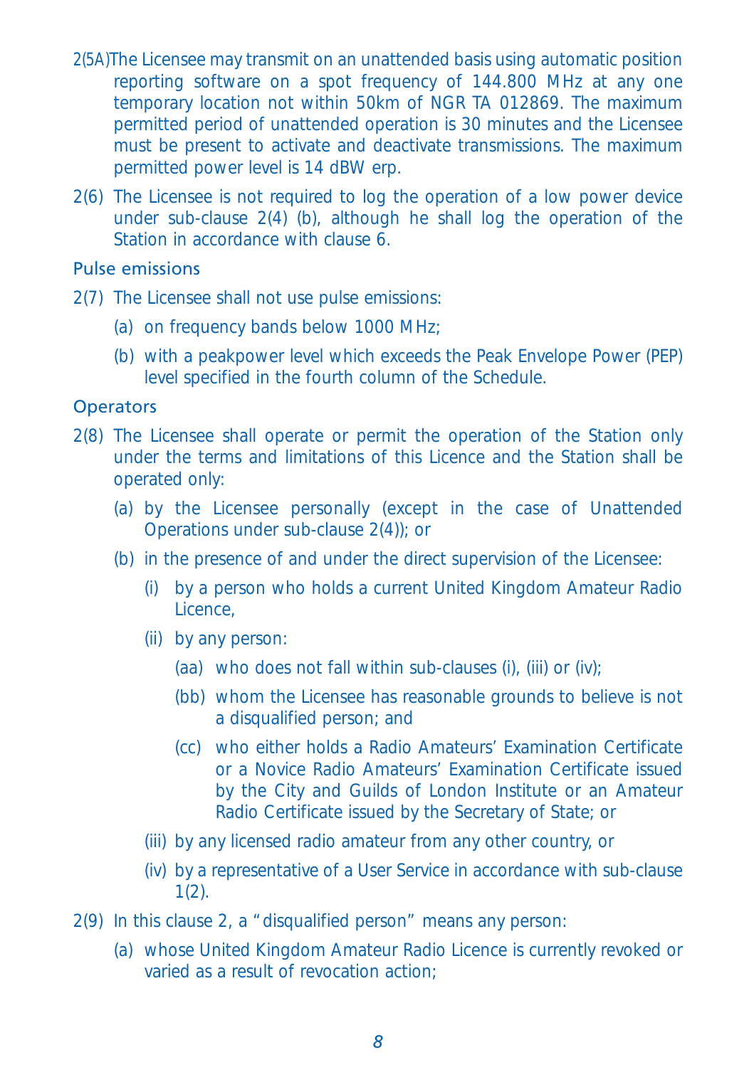2(5A) The Licensee may transmit on an unattended basis using automatic position reporting software on a spot frequency of 144.800 MHz at any one temporary location not within 50km of NGR TA 012869. The maximum permitted period of unattended operation is 30 minutes and the Licensee must be present to activate and deactivate transmissions. The maximum permitted power level is 14 dBW erp.

2(6) The Licensee is not required to log the operation of a low power device under sub-clause 2(4) (b), although he shall log the operation of the Station in accordance with clause 6.

## Pulse emissions

2(7) The Licensee shall not use pulse emissions:

- (a) on frequency bands below 1000 MHz;
- (b) with a peakpower level which exceeds the Peak Envelope Power (PEP) level specified in the fourth column of the Schedule.

## Operators

2(8) The Licensee shall operate or permit the operation of the Station only under the terms and limitations of this Licence and the Station shall be operated only:

- (a) by the Licensee personally (except in the case of Unattended Operations under sub-clause 2(4)); or
- (b) in the presence of and under the direct supervision of the Licensee:
  - (i) by a person who holds a current United Kingdom Amateur Radio Licence,
  - (ii) by any person:
    - (aa) who does not fall within sub-clauses (i), (iii) or (iv);
    - (bb) whom the Licensee has reasonable grounds to believe is not a disqualified person; and
    - (cc) who either holds a Radio Amateurs' Examination Certificate or a Novice Radio Amateurs' Examination Certificate issued by the City and Guilds of London Institute or an Amateur Radio Certificate issued by the Secretary of State; or
  - (iii) by any licensed radio amateur from any other country, or
  - (iv) by a representative of a User Service in accordance with sub-clause 1(2).

2(9) In this clause 2, a "disqualified person" means any person:

- (a) whose United Kingdom Amateur Radio Licence is currently revoked or varied as a result of revocation action;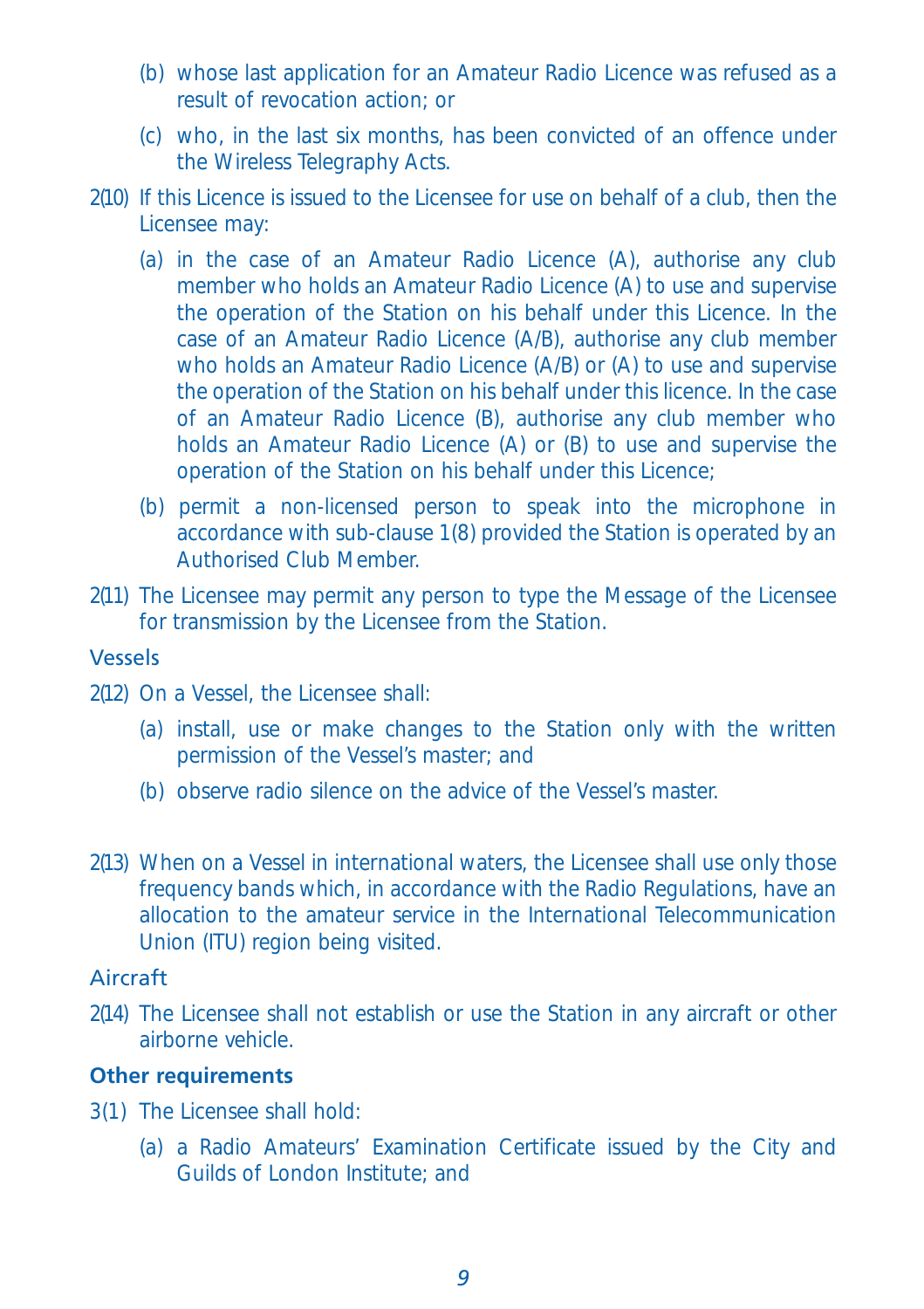(b) whose last application for an Amateur Radio Licence was refused as a result of revocation action; or

(c) who, in the last six months, has been convicted of an offence under the Wireless Telegraphy Acts.

2(10) If this Licence is issued to the Licensee for use on behalf of a club, then the Licensee may:

(a) in the case of an Amateur Radio Licence (A), authorise any club member who holds an Amateur Radio Licence (A) to use and supervise the operation of the Station on his behalf under this Licence. In the case of an Amateur Radio Licence (A/B), authorise any club member who holds an Amateur Radio Licence (A/B) or (A) to use and supervise the operation of the Station on his behalf under this licence. In the case of an Amateur Radio Licence (B), authorise any club member who holds an Amateur Radio Licence (A) or (B) to use and supervise the operation of the Station on his behalf under this Licence;

(b) permit a non-licensed person to speak into the microphone in accordance with sub-clause 1(8) provided the Station is operated by an Authorised Club Member.

2(11) The Licensee may permit any person to type the Message of the Licensee for transmission by the Licensee from the Station.

### Vessels

2(12) On a Vessel, the Licensee shall:

(a) install, use or make changes to the Station only with the written permission of the Vessel's master; and

(b) observe radio silence on the advice of the Vessel's master.

2(13) When on a Vessel in international waters, the Licensee shall use only those frequency bands which, in accordance with the Radio Regulations, have an allocation to the amateur service in the International Telecommunication Union (ITU) region being visited.

### Aircraft

2(14) The Licensee shall not establish or use the Station in any aircraft or other airborne vehicle.

### Other requirements

3(1) The Licensee shall hold:

(a) a Radio Amateurs' Examination Certificate issued by the City and Guilds of London Institute; and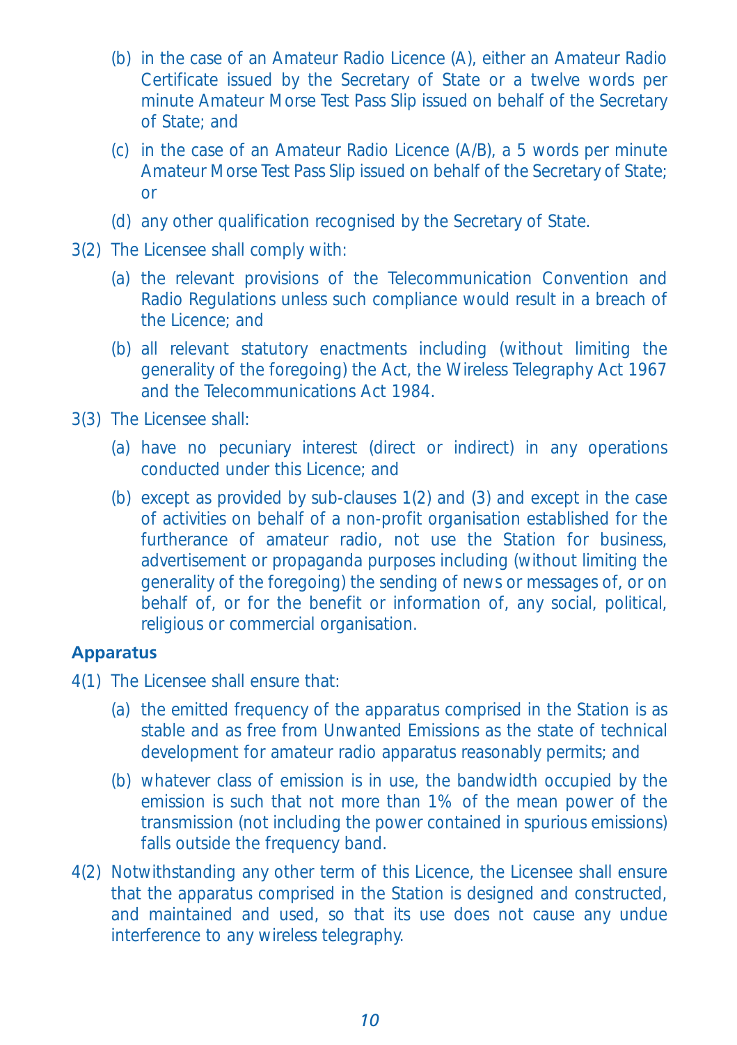(b) in the case of an Amateur Radio Licence (A), either an Amateur Radio Certificate issued by the Secretary of State or a twelve words per minute Amateur Morse Test Pass Slip issued on behalf of the Secretary of State; and

(c) in the case of an Amateur Radio Licence (A/B), a 5 words per minute Amateur Morse Test Pass Slip issued on behalf of the Secretary of State; or

(d) any other qualification recognised by the Secretary of State.

3(2) The Licensee shall comply with:

(a) the relevant provisions of the Telecommunication Convention and Radio Regulations unless such compliance would result in a breach of the Licence; and

(b) all relevant statutory enactments including (without limiting the generality of the foregoing) the Act, the Wireless Telegraphy Act 1967 and the Telecommunications Act 1984.

3(3) The Licensee shall:

(a) have no pecuniary interest (direct or indirect) in any operations conducted under this Licence; and

(b) except as provided by sub-clauses 1(2) and (3) and except in the case of activities on behalf of a non-profit organisation established for the furtherance of amateur radio, not use the Station for business, advertisement or propaganda purposes including (without limiting the generality of the foregoing) the sending of news or messages of, or on behalf of, or for the benefit or information of, any social, political, religious or commercial organisation.

**Apparatus**

4(1) The Licensee shall ensure that:

(a) the emitted frequency of the apparatus comprised in the Station is as stable and as free from Unwanted Emissions as the state of technical development for amateur radio apparatus reasonably permits; and

(b) whatever class of emission is in use, the bandwidth occupied by the emission is such that not more than 1% of the mean power of the transmission (not including the power contained in spurious emissions) falls outside the frequency band.

4(2) Notwithstanding any other term of this Licence, the Licensee shall ensure that the apparatus comprised in the Station is designed and constructed, and maintained and used, so that its use does not cause any undue interference to any wireless telegraphy.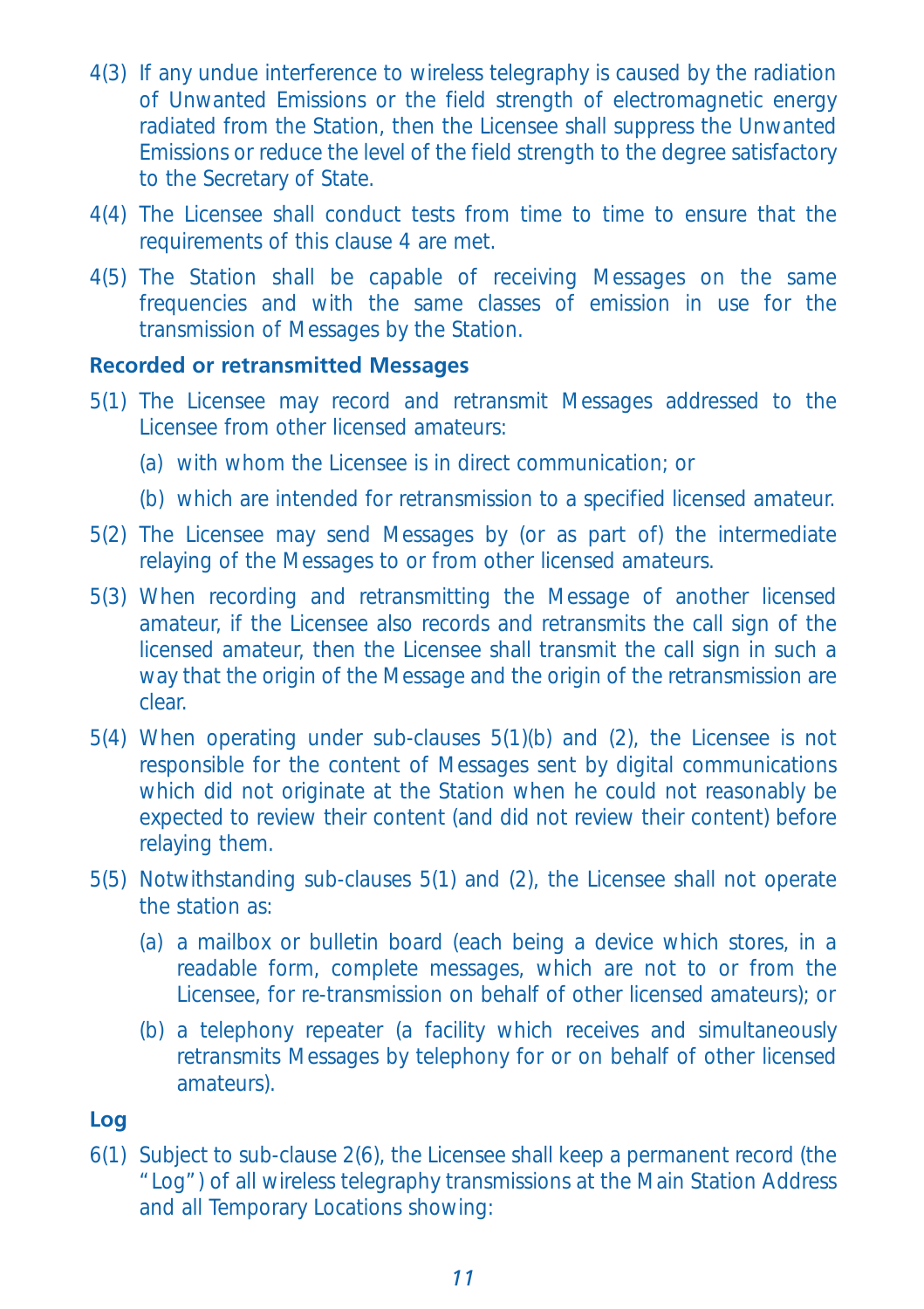4(3) If any undue interference to wireless telegraphy is caused by the radiation of Unwanted Emissions or the field strength of electromagnetic energy radiated from the Station, then the Licensee shall suppress the Unwanted Emissions or reduce the level of the field strength to the degree satisfactory to the Secretary of State.

4(4) The Licensee shall conduct tests from time to time to ensure that the requirements of this clause 4 are met.

4(5) The Station shall be capable of receiving Messages on the same frequencies and with the same classes of emission in use for the transmission of Messages by the Station.

### Recorded or retransmitted Messages

5(1) The Licensee may record and retransmit Messages addressed to the Licensee from other licensed amateurs:

(a) with whom the Licensee is in direct communication; or

(b) which are intended for retransmission to a specified licensed amateur.

5(2) The Licensee may send Messages by (or as part of) the intermediate relaying of the Messages to or from other licensed amateurs.

5(3) When recording and retransmitting the Message of another licensed amateur, if the Licensee also records and retransmits the call sign of the licensed amateur, then the Licensee shall transmit the call sign in such a way that the origin of the Message and the origin of the retransmission are clear.

5(4) When operating under sub-clauses 5(1)(b) and (2), the Licensee is not responsible for the content of Messages sent by digital communications which did not originate at the Station when he could not reasonably be expected to review their content (and did not review their content) before relaying them.

5(5) Notwithstanding sub-clauses 5(1) and (2), the Licensee shall not operate the station as:

(a) a mailbox or bulletin board (each being a device which stores, in a readable form, complete messages, which are not to or from the Licensee, for re-transmission on behalf of other licensed amateurs); or

(b) a telephony repeater (a facility which receives and simultaneously retransmits Messages by telephony for or on behalf of other licensed amateurs).

### Log

6(1) Subject to sub-clause 2(6), the Licensee shall keep a permanent record (the "Log") of all wireless telegraphy transmissions at the Main Station Address and all Temporary Locations showing: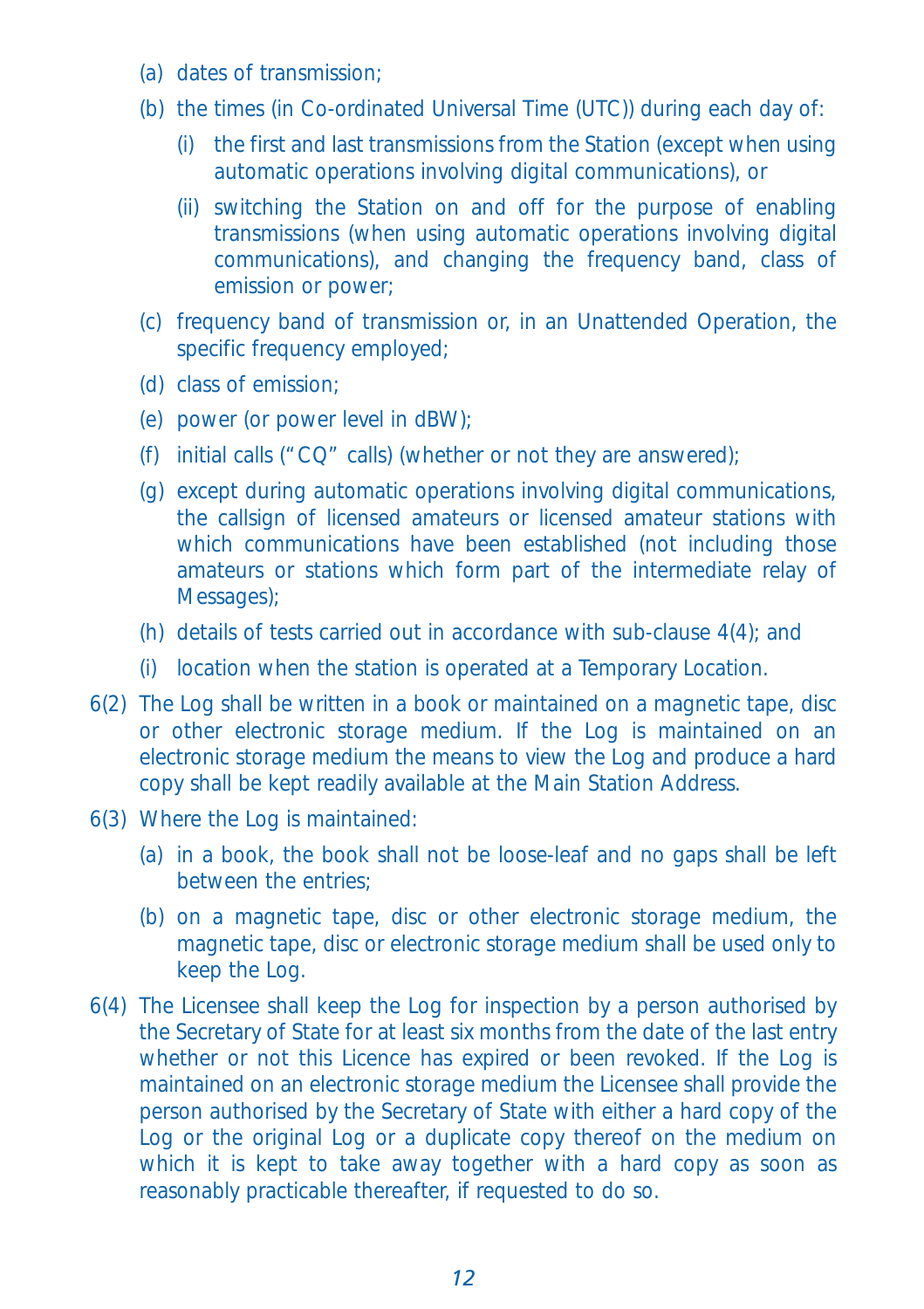- (a) dates of transmission;
- (b) the times (in Co-ordinated Universal Time (UTC)) during each day of:
  - (i) the first and last transmissions from the Station (except when using automatic operations involving digital communications), or
  - (ii) switching the Station on and off for the purpose of enabling transmissions (when using automatic operations involving digital communications), and changing the frequency band, class of emission or power;
- (c) frequency band of transmission or, in an Unattended Operation, the specific frequency employed;
- (d) class of emission;
- (e) power (or power level in dBW);
- (f) initial calls ("CQ" calls) (whether or not they are answered);
- (g) except during automatic operations involving digital communications, the callsign of licensed amateurs or licensed amateur stations with which communications have been established (not including those amateurs or stations which form part of the intermediate relay of Messages);
- (h) details of tests carried out in accordance with sub-clause 4(4); and
- (i) location when the station is operated at a Temporary Location.

6(2) The Log shall be written in a book or maintained on a magnetic tape, disc or other electronic storage medium. If the Log is maintained on an electronic storage medium the means to view the Log and produce a hard copy shall be kept readily available at the Main Station Address.

6(3) Where the Log is maintained:

- (a) in a book, the book shall not be loose-leaf and no gaps shall be left between the entries;
- (b) on a magnetic tape, disc or other electronic storage medium, the magnetic tape, disc or electronic storage medium shall be used only to keep the Log.

6(4) The Licensee shall keep the Log for inspection by a person authorised by the Secretary of State for at least six months from the date of the last entry whether or not this Licence has expired or been revoked. If the Log is maintained on an electronic storage medium the Licensee shall provide the person authorised by the Secretary of State with either a hard copy of the Log or the original Log or a duplicate copy thereof on the medium on which it is kept to take away together with a hard copy as soon as reasonably practicable thereafter, if requested to do so.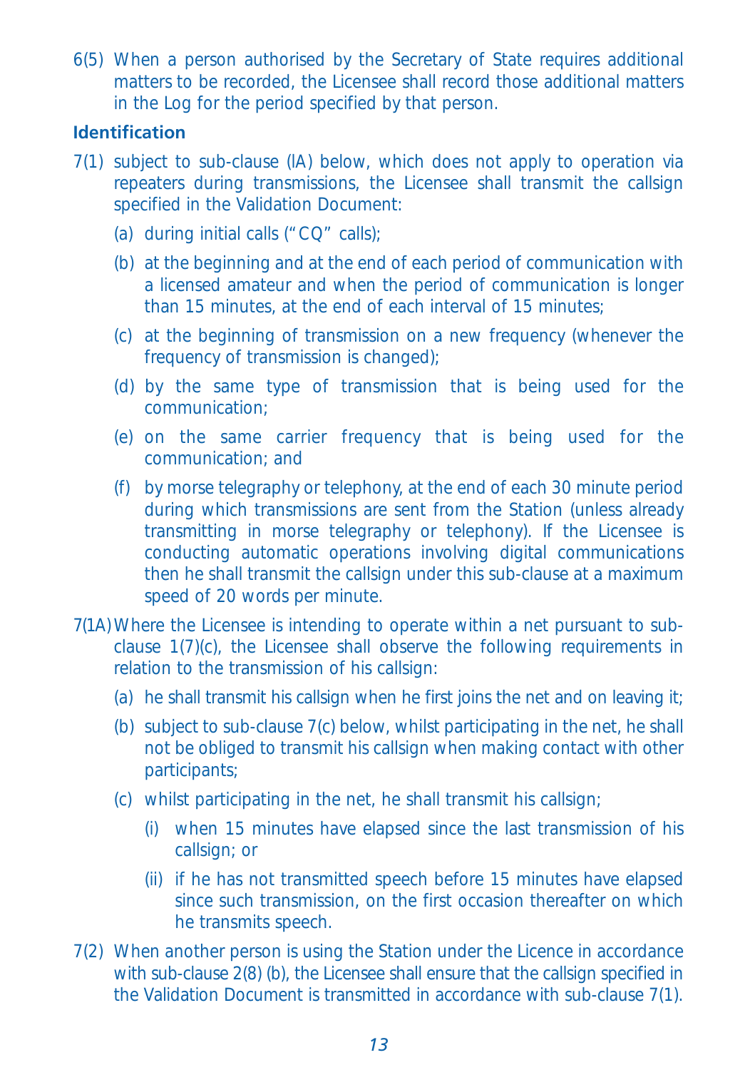6(5) When a person authorised by the Secretary of State requires additional matters to be recorded, the Licensee shall record those additional matters in the Log for the period specified by that person.

**Identification**

7(1) subject to sub-clause (lA) below, which does not apply to operation via repeaters during transmissions, the Licensee shall transmit the callsign specified in the Validation Document:

(a) during initial calls ("CQ" calls);

(b) at the beginning and at the end of each period of communication with a licensed amateur and when the period of communication is longer than 15 minutes, at the end of each interval of 15 minutes;

(c) at the beginning of transmission on a new frequency (whenever the frequency of transmission is changed);

(d) by the same type of transmission that is being used for the communication;

(e) on the same carrier frequency that is being used for the communication; and

(f) by morse telegraphy or telephony, at the end of each 30 minute period during which transmissions are sent from the Station (unless already transmitting in morse telegraphy or telephony). If the Licensee is conducting automatic operations involving digital communications then he shall transmit the callsign under this sub-clause at a maximum speed of 20 words per minute.

7(1A) Where the Licensee is intending to operate within a net pursuant to sub-clause 1(7)(c), the Licensee shall observe the following requirements in relation to the transmission of his callsign:

(a) he shall transmit his callsign when he first joins the net and on leaving it;

(b) subject to sub-clause 7(c) below, whilst participating in the net, he shall not be obliged to transmit his callsign when making contact with other participants;

(c) whilst participating in the net, he shall transmit his callsign;

(i) when 15 minutes have elapsed since the last transmission of his callsign; or

(ii) if he has not transmitted speech before 15 minutes have elapsed since such transmission, on the first occasion thereafter on which he transmits speech.

7(2) When another person is using the Station under the Licence in accordance with sub-clause 2(8) (b), the Licensee shall ensure that the callsign specified in the Validation Document is transmitted in accordance with sub-clause 7(1).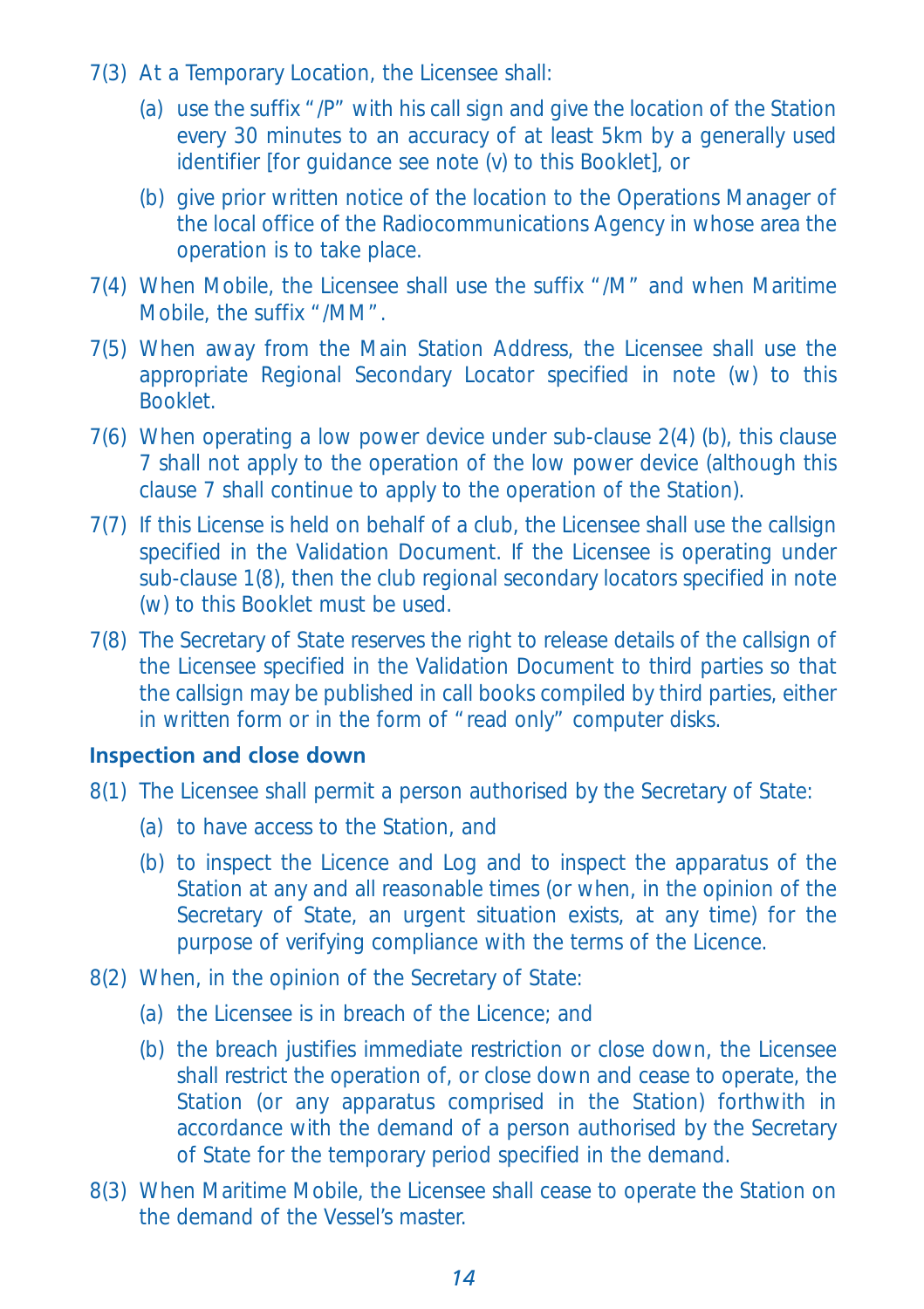7(3) At a Temporary Location, the Licensee shall:

(a) use the suffix "/P" with his call sign and give the location of the Station every 30 minutes to an accuracy of at least 5km by a generally used identifier [for guidance see note (v) to this Booklet], or

(b) give prior written notice of the location to the Operations Manager of the local office of the Radiocommunications Agency in whose area the operation is to take place.

7(4) When Mobile, the Licensee shall use the suffix "/M" and when Maritime Mobile, the suffix "/MM".

7(5) When away from the Main Station Address, the Licensee shall use the appropriate Regional Secondary Locator specified in note (w) to this Booklet.

7(6) When operating a low power device under sub-clause 2(4) (b), this clause 7 shall not apply to the operation of the low power device (although this clause 7 shall continue to apply to the operation of the Station).

7(7) If this License is held on behalf of a club, the Licensee shall use the callsign specified in the Validation Document. If the Licensee is operating under sub-clause 1(8), then the club regional secondary locators specified in note (w) to this Booklet must be used.

7(8) The Secretary of State reserves the right to release details of the callsign of the Licensee specified in the Validation Document to third parties so that the callsign may be published in call books compiled by third parties, either in written form or in the form of "read only" computer disks.

**Inspection and close down**

8(1) The Licensee shall permit a person authorised by the Secretary of State:

(a) to have access to the Station, and

(b) to inspect the Licence and Log and to inspect the apparatus of the Station at any and all reasonable times (or when, in the opinion of the Secretary of State, an urgent situation exists, at any time) for the purpose of verifying compliance with the terms of the Licence.

8(2) When, in the opinion of the Secretary of State:

(a) the Licensee is in breach of the Licence; and

(b) the breach justifies immediate restriction or close down, the Licensee shall restrict the operation of, or close down and cease to operate, the Station (or any apparatus comprised in the Station) forthwith in accordance with the demand of a person authorised by the Secretary of State for the temporary period specified in the demand.

8(3) When Maritime Mobile, the Licensee shall cease to operate the Station on the demand of the Vessel's master.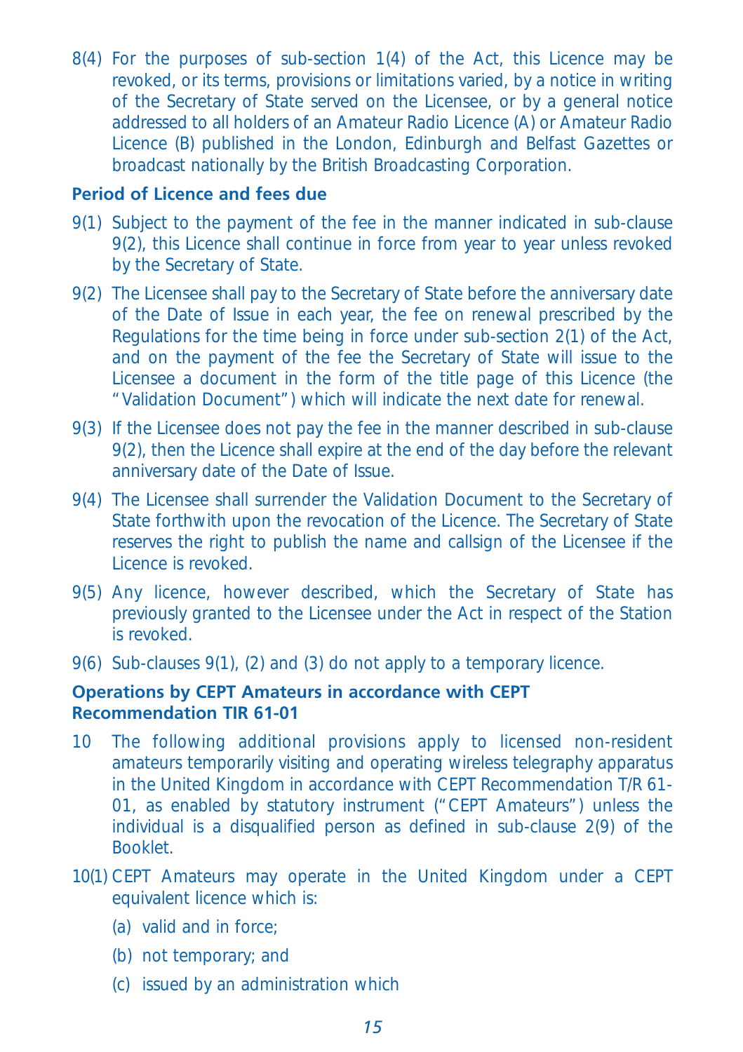8(4) For the purposes of sub-section 1(4) of the Act, this Licence may be revoked, or its terms, provisions or limitations varied, by a notice in writing of the Secretary of State served on the Licensee, or by a general notice addressed to all holders of an Amateur Radio Licence (A) or Amateur Radio Licence (B) published in the London, Edinburgh and Belfast Gazettes or broadcast nationally by the British Broadcasting Corporation.

### Period of Licence and fees due

9(1) Subject to the payment of the fee in the manner indicated in sub-clause 9(2), this Licence shall continue in force from year to year unless revoked by the Secretary of State.

9(2) The Licensee shall pay to the Secretary of State before the anniversary date of the Date of Issue in each year, the fee on renewal prescribed by the Regulations for the time being in force under sub-section 2(1) of the Act, and on the payment of the fee the Secretary of State will issue to the Licensee a document in the form of the title page of this Licence (the "Validation Document") which will indicate the next date for renewal.

9(3) If the Licensee does not pay the fee in the manner described in sub-clause 9(2), then the Licence shall expire at the end of the day before the relevant anniversary date of the Date of Issue.

9(4) The Licensee shall surrender the Validation Document to the Secretary of State forthwith upon the revocation of the Licence. The Secretary of State reserves the right to publish the name and callsign of the Licensee if the Licence is revoked.

9(5) Any licence, however described, which the Secretary of State has previously granted to the Licensee under the Act in respect of the Station is revoked.

9(6) Sub-clauses 9(1), (2) and (3) do not apply to a temporary licence.

### Operations by CEPT Amateurs in accordance with CEPT Recommendation TIR 61-01

10 The following additional provisions apply to licensed non-resident amateurs temporarily visiting and operating wireless telegraphy apparatus in the United Kingdom in accordance with CEPT Recommendation T/R 61-01, as enabled by statutory instrument ("CEPT Amateurs") unless the individual is a disqualified person as defined in sub-clause 2(9) of the Booklet.

10(1) CEPT Amateurs may operate in the United Kingdom under a CEPT equivalent licence which is:

(a) valid and in force;

(b) not temporary; and

(c) issued by an administration which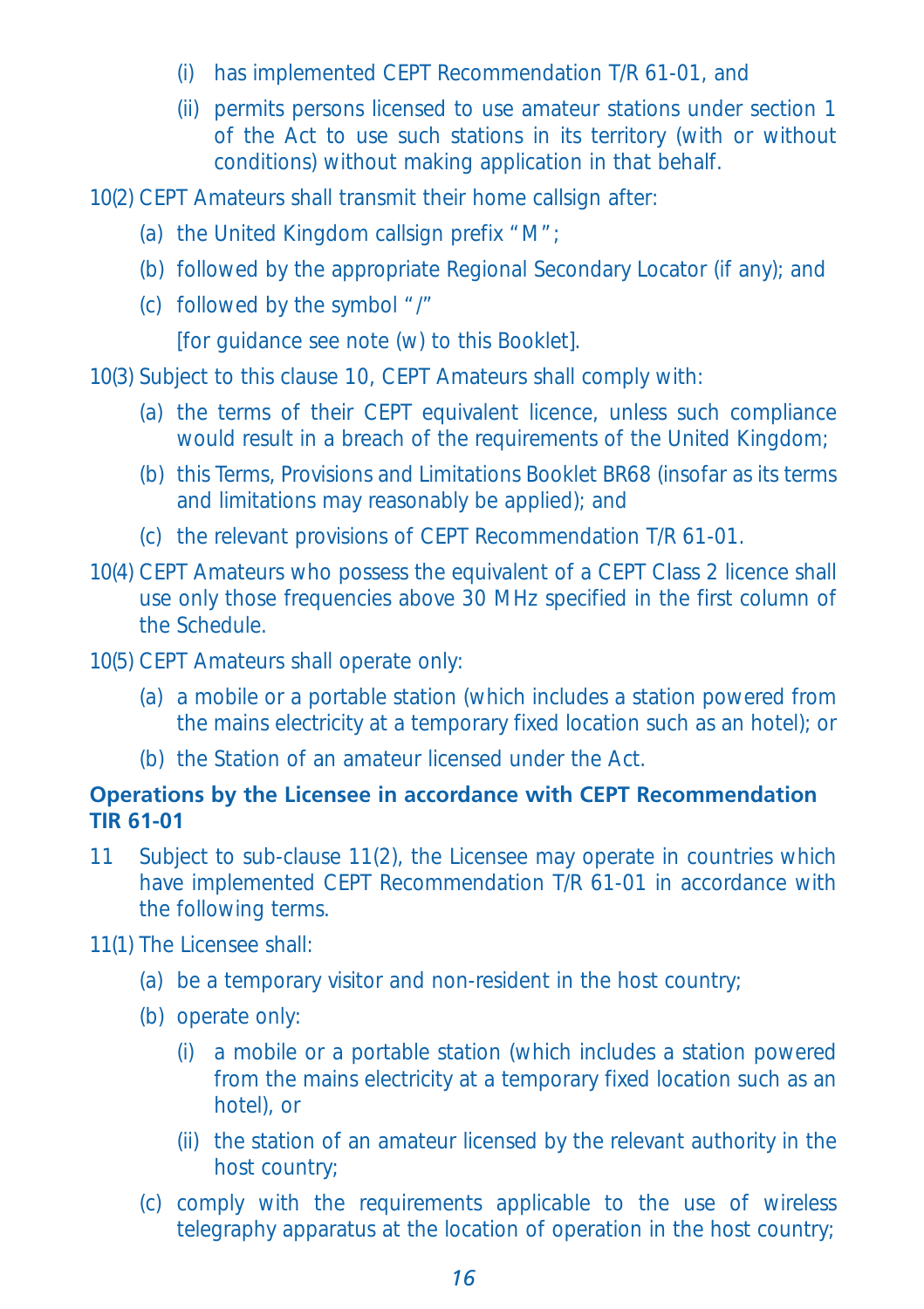(i) has implemented CEPT Recommendation T/R 61-01, and

(ii) permits persons licensed to use amateur stations under section 1 of the Act to use such stations in its territory (with or without conditions) without making application in that behalf.

10(2) CEPT Amateurs shall transmit their home callsign after:

(a) the United Kingdom callsign prefix "M";

(b) followed by the appropriate Regional Secondary Locator (if any); and

(c) followed by the symbol "/"

[for guidance see note (w) to this Booklet].

10(3) Subject to this clause 10, CEPT Amateurs shall comply with:

(a) the terms of their CEPT equivalent licence, unless such compliance would result in a breach of the requirements of the United Kingdom;

(b) this Terms, Provisions and Limitations Booklet BR68 (insofar as its terms and limitations may reasonably be applied); and

(c) the relevant provisions of CEPT Recommendation T/R 61-01.

10(4) CEPT Amateurs who possess the equivalent of a CEPT Class 2 licence shall use only those frequencies above 30 MHz specified in the first column of the Schedule.

10(5) CEPT Amateurs shall operate only:

(a) a mobile or a portable station (which includes a station powered from the mains electricity at a temporary fixed location such as an hotel); or

(b) the Station of an amateur licensed under the Act.

**Operations by the Licensee in accordance with CEPT Recommendation TIR 61-01**

11 Subject to sub-clause 11(2), the Licensee may operate in countries which have implemented CEPT Recommendation T/R 61-01 in accordance with the following terms.

11(1) The Licensee shall:

(a) be a temporary visitor and non-resident in the host country;

(b) operate only:

(i) a mobile or a portable station (which includes a station powered from the mains electricity at a temporary fixed location such as an hotel), or

(ii) the station of an amateur licensed by the relevant authority in the host country;

(c) comply with the requirements applicable to the use of wireless telegraphy apparatus at the location of operation in the host country;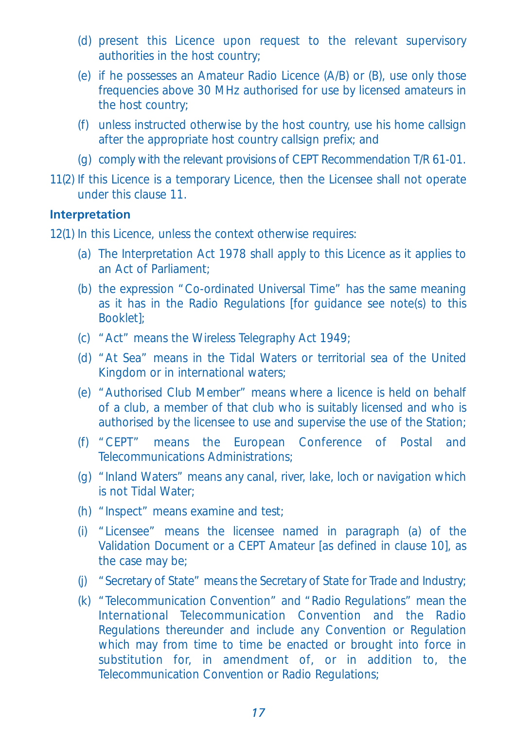(d) present this Licence upon request to the relevant supervisory authorities in the host country;

(e) if he possesses an Amateur Radio Licence (A/B) or (B), use only those frequencies above 30 MHz authorised for use by licensed amateurs in the host country;

(f) unless instructed otherwise by the host country, use his home callsign after the appropriate host country callsign prefix; and

(g) comply with the relevant provisions of CEPT Recommendation T/R 61-01.

11(2) If this Licence is a temporary Licence, then the Licensee shall not operate under this clause 11.

**Interpretation**

12(1) In this Licence, unless the context otherwise requires:

(a) The Interpretation Act 1978 shall apply to this Licence as it applies to an Act of Parliament;

(b) the expression "Co-ordinated Universal Time" has the same meaning as it has in the Radio Regulations [for guidance see note(s) to this Booklet];

(c) "Act" means the Wireless Telegraphy Act 1949;

(d) "At Sea" means in the Tidal Waters or territorial sea of the United Kingdom or in international waters;

(e) "Authorised Club Member" means where a licence is held on behalf of a club, a member of that club who is suitably licensed and who is authorised by the licensee to use and supervise the use of the Station;

(f) "CEPT" means the European Conference of Postal and Telecommunications Administrations;

(g) "Inland Waters" means any canal, river, lake, loch or navigation which is not Tidal Water;

(h) "Inspect" means examine and test;

(i) "Licensee" means the licensee named in paragraph (a) of the Validation Document or a CEPT Amateur [as defined in clause 10], as the case may be;

(j) "Secretary of State" means the Secretary of State for Trade and Industry;

(k) "Telecommunication Convention" and "Radio Regulations" mean the International Telecommunication Convention and the Radio Regulations thereunder and include any Convention or Regulation which may from time to time be enacted or brought into force in substitution for, in amendment of, or in addition to, the Telecommunication Convention or Radio Regulations;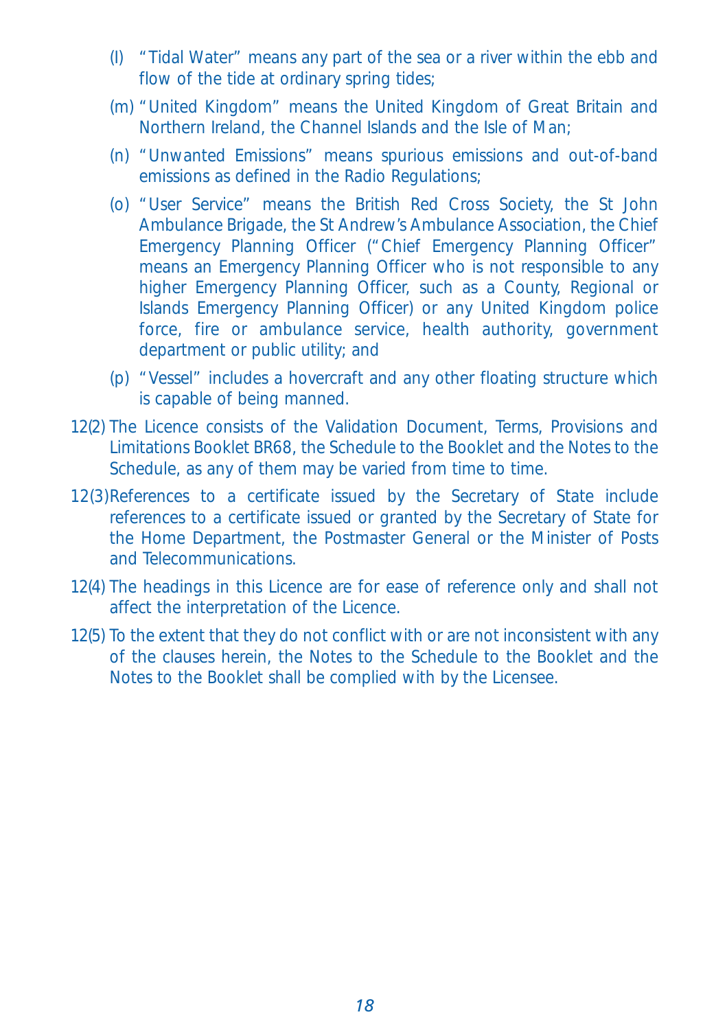(l) "Tidal Water" means any part of the sea or a river within the ebb and flow of the tide at ordinary spring tides;

(m) "United Kingdom" means the United Kingdom of Great Britain and Northern Ireland, the Channel Islands and the Isle of Man;

(n) "Unwanted Emissions" means spurious emissions and out-of-band emissions as defined in the Radio Regulations;

(o) "User Service" means the British Red Cross Society, the St John Ambulance Brigade, the St Andrew's Ambulance Association, the Chief Emergency Planning Officer ("Chief Emergency Planning Officer" means an Emergency Planning Officer who is not responsible to any higher Emergency Planning Officer, such as a County, Regional or Islands Emergency Planning Officer) or any United Kingdom police force, fire or ambulance service, health authority, government department or public utility; and

(p) "Vessel" includes a hovercraft and any other floating structure which is capable of being manned.

12(2) The Licence consists of the Validation Document, Terms, Provisions and Limitations Booklet BR68, the Schedule to the Booklet and the Notes to the Schedule, as any of them may be varied from time to time.

12(3) References to a certificate issued by the Secretary of State include references to a certificate issued or granted by the Secretary of State for the Home Department, the Postmaster General or the Minister of Posts and Telecommunications.

12(4) The headings in this Licence are for ease of reference only and shall not affect the interpretation of the Licence.

12(5) To the extent that they do not conflict with or are not inconsistent with any of the clauses herein, the Notes to the Schedule to the Booklet and the Notes to the Booklet shall be complied with by the Licensee.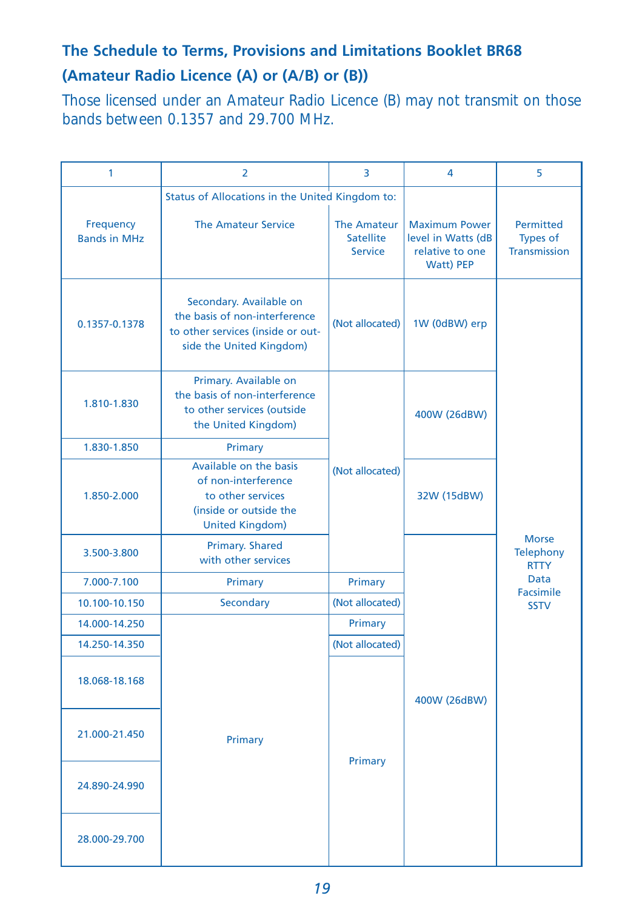## The Schedule to Terms, Provisions and Limitations Booklet BR68

## (Amateur Radio Licence (A) or (A/B) or (B))

Those licensed under an Amateur Radio Licence (B) may not transmit on those bands between 0.1357 and 29.700 MHz.

| 1 | 2 | 3 | 4 | 5 |
|---|---|---|---|---|
| | Status of Allocations in the United Kingdom to: | | | |
| Frequency Bands in MHz | The Amateur Service | The Amateur Satellite Service | Maximum Power level in Watts (dB relative to one Watt) PEP | Permitted Types of Transmission |
| 0.1357-0.1378 | Secondary. Available on the basis of non-interference to other services (inside or outside the United Kingdom) | (Not allocated) | 1W (0dBW) erp | Morse Telephony RTTY Data Facsimile SSTV |
| 1.810-1.830 | Primary. Available on the basis of non-interference to other services (outside the United Kingdom) | (Not allocated) | 400W (26dBW) | |
| 1.830-1.850 | Primary | | | |
| 1.850-2.000 | Available on the basis of non-interference to other services (inside or outside the United Kingdom) | | 32W (15dBW) | |
| 3.500-3.800 | Primary. Shared with other services | | 400W (26dBW) | |
| 7.000-7.100 | Primary | Primary | | |
| 10.100-10.150 | Secondary | (Not allocated) | | |
| 14.000-14.250 | Primary | Primary | | |
| 14.250-14.350 | | (Not allocated) | | |
| 18.068-18.168 | | Primary | | |
| 21.000-21.450 | | | | |
| 24.890-24.990 | | | | |
| 28.000-29.700 | | | | |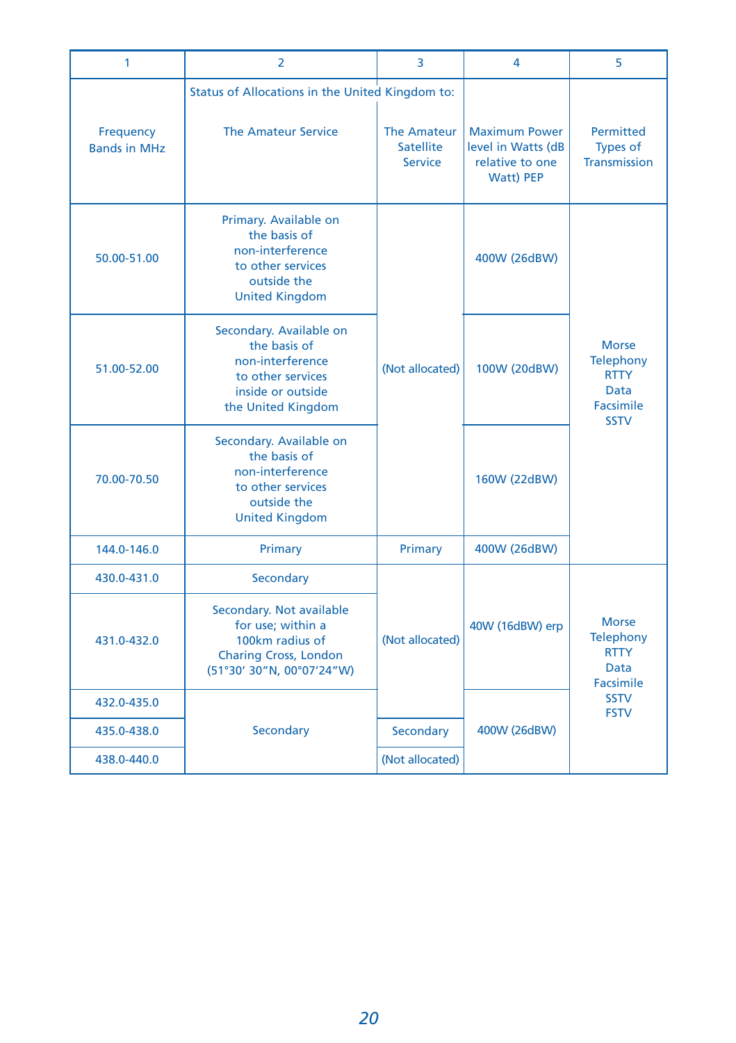| 1 | 2 | 3 | 4 | 5 |
|---|---|---|---|---|
| | Status of Allocations in the United Kingdom to: | | | |
| Frequency Bands in MHz | The Amateur Service | The Amateur Satellite Service | Maximum Power level in Watts (dB relative to one Watt) PEP | Permitted Types of Transmission |
| 50.00-51.00 | Primary. Available on the basis of non-interference to other services outside the United Kingdom | (Not allocated) | 400W (26dBW) | Morse Telephony RTTY Data Facsimile SSTV |
| 51.00-52.00 | Secondary. Available on the basis of non-interference to other services inside or outside the United Kingdom | (Not allocated) | 100W (20dBW) | Morse Telephony RTTY Data Facsimile SSTV |
| 70.00-70.50 | Secondary. Available on the basis of non-interference to other services outside the United Kingdom | (Not allocated) | 160W (22dBW) | Morse Telephony RTTY Data Facsimile SSTV |
| 144.0-146.0 | Primary | Primary | 400W (26dBW) | Morse Telephony RTTY Data Facsimile SSTV |
| 430.0-431.0 | Secondary | (Not allocated) | 40W (16dBW) erp | Morse Telephony RTTY Data Facsimile SSTV FSTV |
| 431.0-432.0 | Secondary. Not available for use; within a 100km radius of Charing Cross, London (51°30′ 30″N, 00°07′24″W) | (Not allocated) | 40W (16dBW) erp | Morse Telephony RTTY Data Facsimile SSTV FSTV |
| 432.0-435.0 | Secondary | (Not allocated) | 400W (26dBW) | Morse Telephony RTTY Data Facsimile SSTV FSTV |
| 435.0-438.0 | Secondary | Secondary | 400W (26dBW) | Morse Telephony RTTY Data Facsimile SSTV FSTV |
| 438.0-440.0 | Secondary | (Not allocated) | 400W (26dBW) | Morse Telephony RTTY Data Facsimile SSTV FSTV |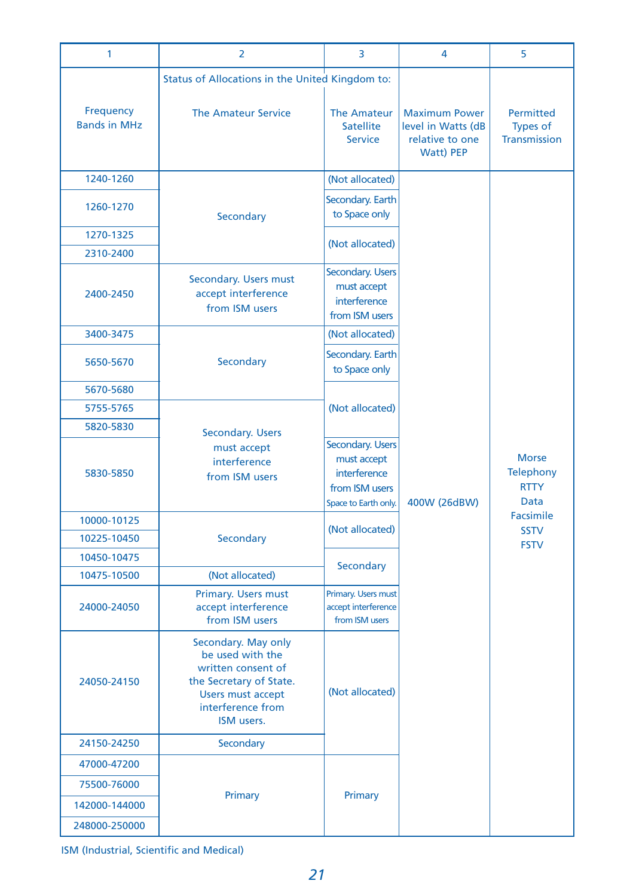| 1 | 2 | 3 | 4 | 5 |
|---|---|---|---|---|
| Frequency Bands in MHz | Status of Allocations in the United Kingdom to: The Amateur Service | The Amateur Satellite Service | Maximum Power level in Watts (dB relative to one Watt) PEP | Permitted Types of Transmission |
| 1240-1260 | Secondary | (Not allocated) | 400W (26dBW) | Morse Telephony RTTY Data Facsimile SSTV FSTV |
| 1260-1270 | Secondary | Secondary. Earth to Space only | 400W (26dBW) | Morse Telephony RTTY Data Facsimile SSTV FSTV |
| 1270-1325 | Secondary | (Not allocated) | 400W (26dBW) | Morse Telephony RTTY Data Facsimile SSTV FSTV |
| 2310-2400 | Secondary | (Not allocated) | 400W (26dBW) | Morse Telephony RTTY Data Facsimile SSTV FSTV |
| 2400-2450 | Secondary. Users must accept interference from ISM users | Secondary. Users must accept interference from ISM users | 400W (26dBW) | Morse Telephony RTTY Data Facsimile SSTV FSTV |
| 3400-3475 | Secondary | (Not allocated) | 400W (26dBW) | Morse Telephony RTTY Data Facsimile SSTV FSTV |
| 5650-5670 | Secondary | Secondary. Earth to Space only | 400W (26dBW) | Morse Telephony RTTY Data Facsimile SSTV FSTV |
| 5670-5680 | Secondary | (Not allocated) | 400W (26dBW) | Morse Telephony RTTY Data Facsimile SSTV FSTV |
| 5755-5765 | Secondary. Users must accept interference from ISM users | (Not allocated) | 400W (26dBW) | Morse Telephony RTTY Data Facsimile SSTV FSTV |
| 5820-5830 | Secondary. Users must accept interference from ISM users | (Not allocated) | 400W (26dBW) | Morse Telephony RTTY Data Facsimile SSTV FSTV |
| 5830-5850 | Secondary. Users must accept interference from ISM users | Secondary. Users must accept interference from ISM users Space to Earth only. | 400W (26dBW) | Morse Telephony RTTY Data Facsimile SSTV FSTV |
| 10000-10125 | Secondary | (Not allocated) | 400W (26dBW) | Morse Telephony RTTY Data Facsimile SSTV FSTV |
| 10225-10450 | Secondary | (Not allocated) | 400W (26dBW) | Morse Telephony RTTY Data Facsimile SSTV FSTV |
| 10450-10475 | Secondary | Secondary | 400W (26dBW) | Morse Telephony RTTY Data Facsimile SSTV FSTV |
| 10475-10500 | (Not allocated) | Secondary | 400W (26dBW) | Morse Telephony RTTY Data Facsimile SSTV FSTV |
| 24000-24050 | Primary. Users must accept interference from ISM users | Primary. Users must accept interference from ISM users | 400W (26dBW) | Morse Telephony RTTY Data Facsimile SSTV FSTV |
| 24050-24150 | Secondary. May only be used with the written consent of the Secretary of State. Users must accept interference from ISM users. | (Not allocated) | 400W (26dBW) | Morse Telephony RTTY Data Facsimile SSTV FSTV |
| 24150-24250 | Secondary | (Not allocated) | 400W (26dBW) | Morse Telephony RTTY Data Facsimile SSTV FSTV |
| 47000-47200 | Primary | Primary | 400W (26dBW) | Morse Telephony RTTY Data Facsimile SSTV FSTV |
| 75500-76000 | Primary | Primary | 400W (26dBW) | Morse Telephony RTTY Data Facsimile SSTV FSTV |
| 142000-144000 | Primary | Primary | 400W (26dBW) | Morse Telephony RTTY Data Facsimile SSTV FSTV |
| 248000-250000 | Primary | Primary | 400W (26dBW) | Morse Telephony RTTY Data Facsimile SSTV FSTV |

ISM (Industrial, Scientific and Medical)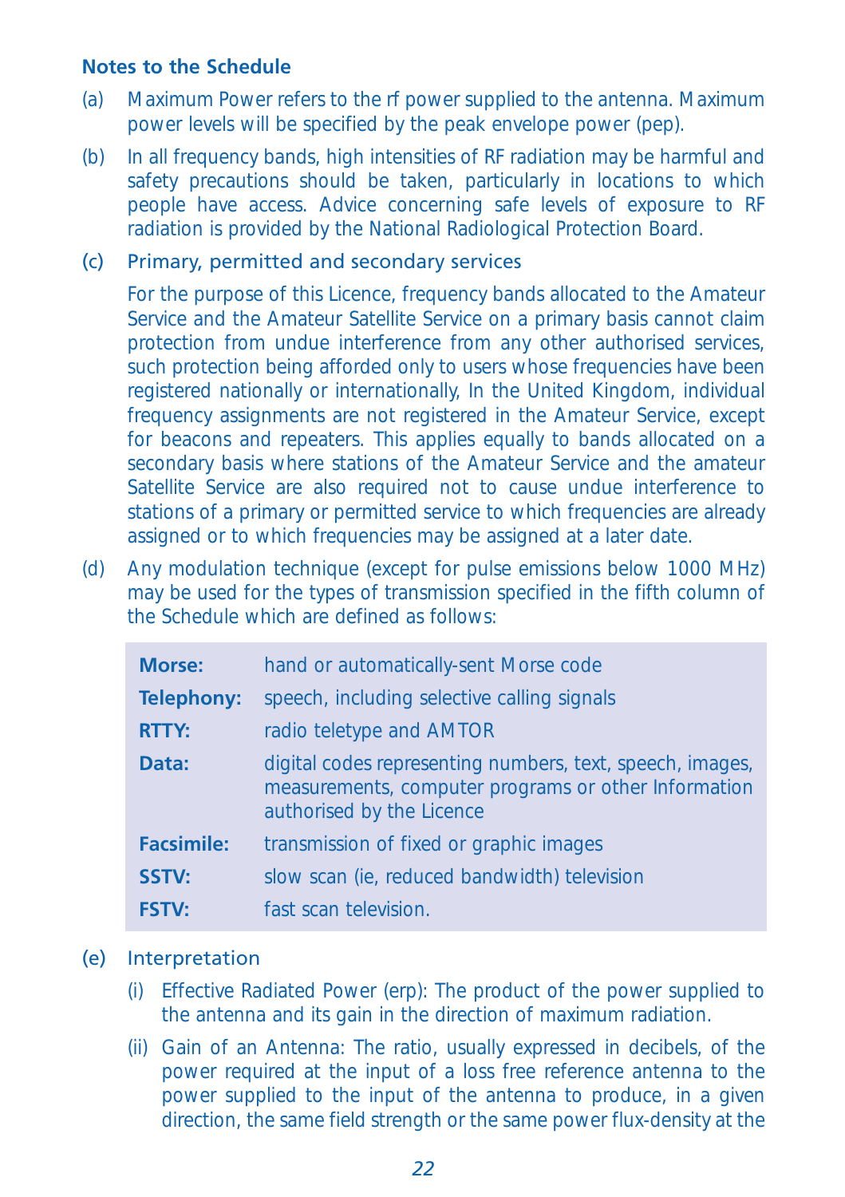## Notes to the Schedule

(a) Maximum Power refers to the rf power supplied to the antenna. Maximum power levels will be specified by the peak envelope power (pep).

(b) In all frequency bands, high intensities of RF radiation may be harmful and safety precautions should be taken, particularly in locations to which people have access. Advice concerning safe levels of exposure to RF radiation is provided by the National Radiological Protection Board.

(c) Primary, permitted and secondary services

For the purpose of this Licence, frequency bands allocated to the Amateur Service and the Amateur Satellite Service on a primary basis cannot claim protection from undue interference from any other authorised services, such protection being afforded only to users whose frequencies have been registered nationally or internationally, In the United Kingdom, individual frequency assignments are not registered in the Amateur Service, except for beacons and repeaters. This applies equally to bands allocated on a secondary basis where stations of the Amateur Service and the amateur Satellite Service are also required not to cause undue interference to stations of a primary or permitted service to which frequencies are already assigned or to which frequencies may be assigned at a later date.

(d) Any modulation technique (except for pulse emissions below 1000 MHz) may be used for the types of transmission specified in the fifth column of the Schedule which are defined as follows:

| | |
|---|---|
| **Morse:** | hand or automatically-sent Morse code |
| **Telephony:** | speech, including selective calling signals |
| **RTTY:** | radio teletype and AMTOR |
| **Data:** | digital codes representing numbers, text, speech, images, measurements, computer programs or other Information authorised by the Licence |
| **Facsimile:** | transmission of fixed or graphic images |
| **SSTV:** | slow scan (ie, reduced bandwidth) television |
| **FSTV:** | fast scan television. |

(e) Interpretation

(i) Effective Radiated Power (erp): The product of the power supplied to the antenna and its gain in the direction of maximum radiation.

(ii) Gain of an Antenna: The ratio, usually expressed in decibels, of the power required at the input of a loss free reference antenna to the power supplied to the input of the antenna to produce, in a given direction, the same field strength or the same power flux-density at the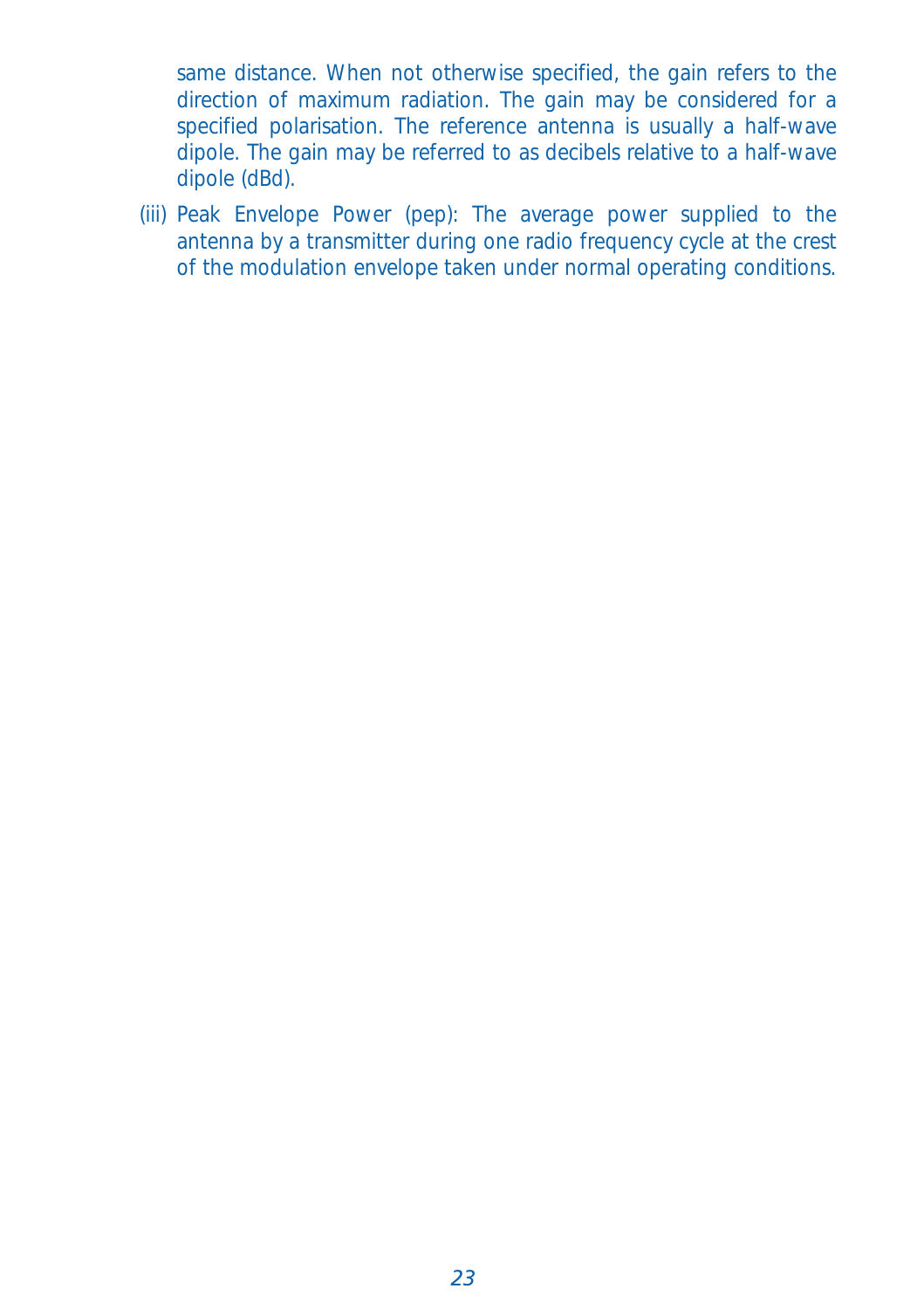same distance. When not otherwise specified, the gain refers to the direction of maximum radiation. The gain may be considered for a specified polarisation. The reference antenna is usually a half-wave dipole. The gain may be referred to as decibels relative to a half-wave dipole (dBd).

(iii) Peak Envelope Power (pep): The average power supplied to the antenna by a transmitter during one radio frequency cycle at the crest of the modulation envelope taken under normal operating conditions.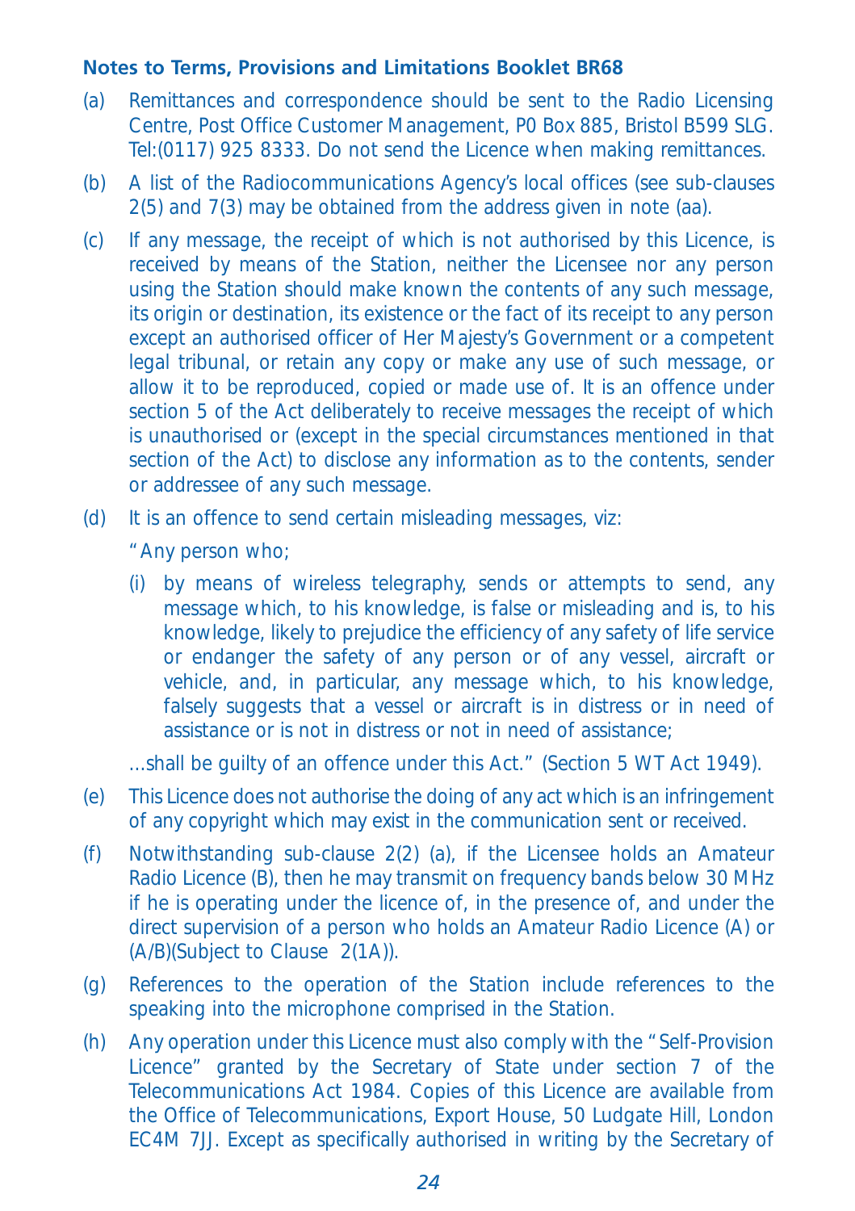**Notes to Terms, Provisions and Limitations Booklet BR68**

(a) Remittances and correspondence should be sent to the Radio Licensing Centre, Post Office Customer Management, P0 Box 885, Bristol B599 SLG. Tel:(0117) 925 8333. Do not send the Licence when making remittances.

(b) A list of the Radiocommunications Agency's local offices (see sub-clauses 2(5) and 7(3) may be obtained from the address given in note (aa).

(c) If any message, the receipt of which is not authorised by this Licence, is received by means of the Station, neither the Licensee nor any person using the Station should make known the contents of any such message, its origin or destination, its existence or the fact of its receipt to any person except an authorised officer of Her Majesty's Government or a competent legal tribunal, or retain any copy or make any use of such message, or allow it to be reproduced, copied or made use of. It is an offence under section 5 of the Act deliberately to receive messages the receipt of which is unauthorised or (except in the special circumstances mentioned in that section of the Act) to disclose any information as to the contents, sender or addressee of any such message.

(d) It is an offence to send certain misleading messages, viz:

"Any person who;

(i) by means of wireless telegraphy, sends or attempts to send, any message which, to his knowledge, is false or misleading and is, to his knowledge, likely to prejudice the efficiency of any safety of life service or endanger the safety of any person or of any vessel, aircraft or vehicle, and, in particular, any message which, to his knowledge, falsely suggests that a vessel or aircraft is in distress or in need of assistance or is not in distress or not in need of assistance;

...shall be guilty of an offence under this Act." (Section 5 WT Act 1949).

(e) This Licence does not authorise the doing of any act which is an infringement of any copyright which may exist in the communication sent or received.

(f) Notwithstanding sub-clause 2(2) (a), if the Licensee holds an Amateur Radio Licence (B), then he may transmit on frequency bands below 30 MHz if he is operating under the licence of, in the presence of, and under the direct supervision of a person who holds an Amateur Radio Licence (A) or (A/B)(Subject to Clause 2(1A)).

(g) References to the operation of the Station include references to the speaking into the microphone comprised in the Station.

(h) Any operation under this Licence must also comply with the "Self-Provision Licence" granted by the Secretary of State under section 7 of the Telecommunications Act 1984. Copies of this Licence are available from the Office of Telecommunications, Export House, 50 Ludgate Hill, London EC4M 7JJ. Except as specifically authorised in writing by the Secretary of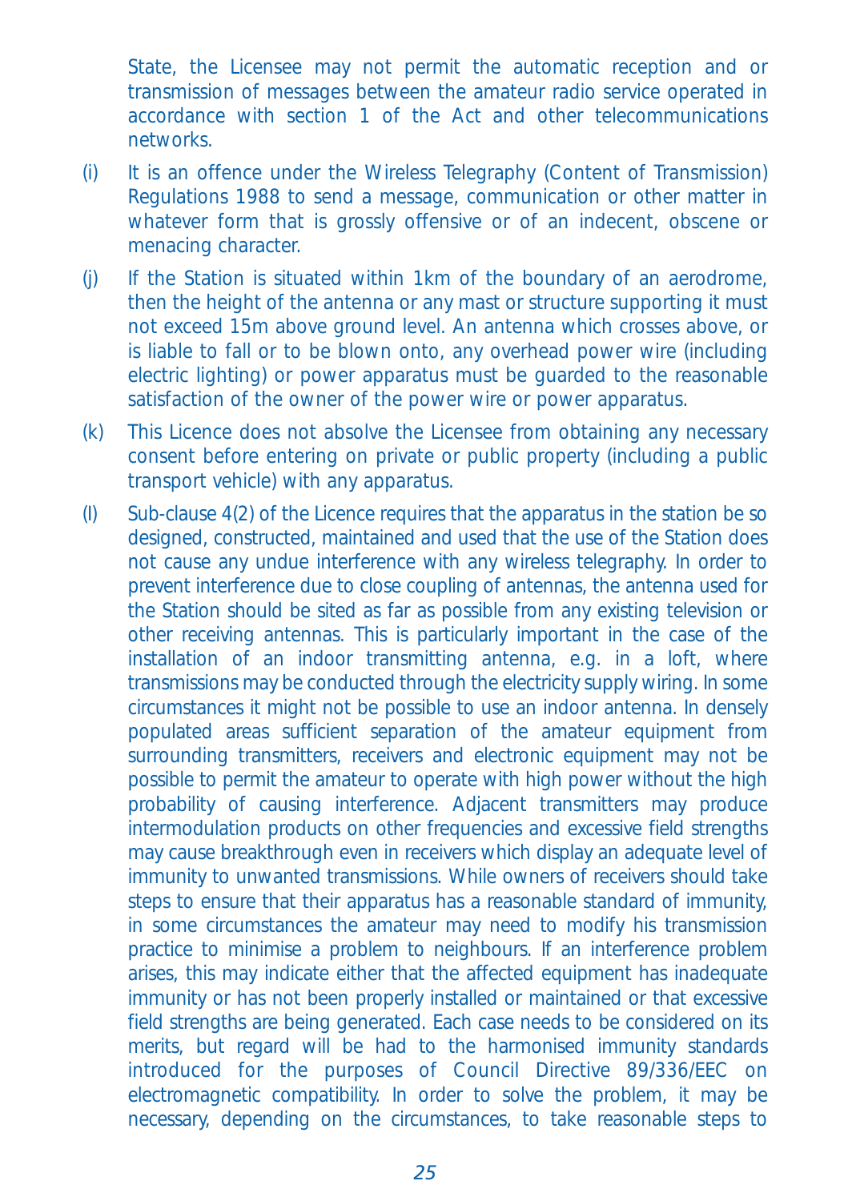State, the Licensee may not permit the automatic reception and or transmission of messages between the amateur radio service operated in accordance with section 1 of the Act and other telecommunications networks.

(i) It is an offence under the Wireless Telegraphy (Content of Transmission) Regulations 1988 to send a message, communication or other matter in whatever form that is grossly offensive or of an indecent, obscene or menacing character.

(j) If the Station is situated within 1km of the boundary of an aerodrome, then the height of the antenna or any mast or structure supporting it must not exceed 15m above ground level. An antenna which crosses above, or is liable to fall or to be blown onto, any overhead power wire (including electric lighting) or power apparatus must be guarded to the reasonable satisfaction of the owner of the power wire or power apparatus.

(k) This Licence does not absolve the Licensee from obtaining any necessary consent before entering on private or public property (including a public transport vehicle) with any apparatus.

(l) Sub-clause 4(2) of the Licence requires that the apparatus in the station be so designed, constructed, maintained and used that the use of the Station does not cause any undue interference with any wireless telegraphy. In order to prevent interference due to close coupling of antennas, the antenna used for the Station should be sited as far as possible from any existing television or other receiving antennas. This is particularly important in the case of the installation of an indoor transmitting antenna, e.g. in a loft, where transmissions may be conducted through the electricity supply wiring. In some circumstances it might not be possible to use an indoor antenna. In densely populated areas sufficient separation of the amateur equipment from surrounding transmitters, receivers and electronic equipment may not be possible to permit the amateur to operate with high power without the high probability of causing interference. Adjacent transmitters may produce intermodulation products on other frequencies and excessive field strengths may cause breakthrough even in receivers which display an adequate level of immunity to unwanted transmissions. While owners of receivers should take steps to ensure that their apparatus has a reasonable standard of immunity, in some circumstances the amateur may need to modify his transmission practice to minimise a problem to neighbours. If an interference problem arises, this may indicate either that the affected equipment has inadequate immunity or has not been properly installed or maintained or that excessive field strengths are being generated. Each case needs to be considered on its merits, but regard will be had to the harmonised immunity standards introduced for the purposes of Council Directive 89/336/EEC on electromagnetic compatibility. In order to solve the problem, it may be necessary, depending on the circumstances, to take reasonable steps to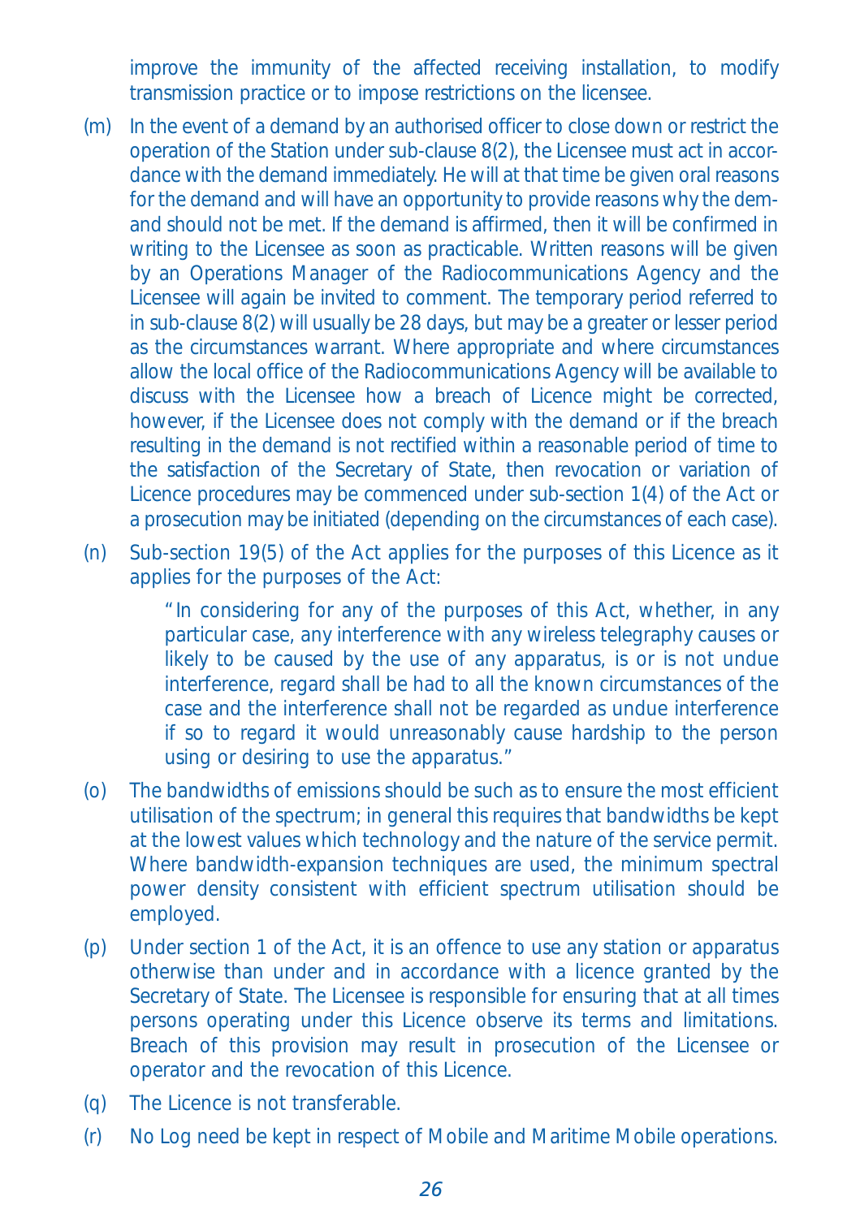improve the immunity of the affected receiving installation, to modify transmission practice or to impose restrictions on the licensee.

(m) In the event of a demand by an authorised officer to close down or restrict the operation of the Station under sub-clause 8(2), the Licensee must act in accordance with the demand immediately. He will at that time be given oral reasons for the demand and will have an opportunity to provide reasons why the demand should not be met. If the demand is affirmed, then it will be confirmed in writing to the Licensee as soon as practicable. Written reasons will be given by an Operations Manager of the Radiocommunications Agency and the Licensee will again be invited to comment. The temporary period referred to in sub-clause 8(2) will usually be 28 days, but may be a greater or lesser period as the circumstances warrant. Where appropriate and where circumstances allow the local office of the Radiocommunications Agency will be available to discuss with the Licensee how a breach of Licence might be corrected, however, if the Licensee does not comply with the demand or if the breach resulting in the demand is not rectified within a reasonable period of time to the satisfaction of the Secretary of State, then revocation or variation of Licence procedures may be commenced under sub-section 1(4) of the Act or a prosecution may be initiated (depending on the circumstances of each case).

(n) Sub-section 19(5) of the Act applies for the purposes of this Licence as it applies for the purposes of the Act:

> "In considering for any of the purposes of this Act, whether, in any particular case, any interference with any wireless telegraphy causes or likely to be caused by the use of any apparatus, is or is not undue interference, regard shall be had to all the known circumstances of the case and the interference shall not be regarded as undue interference if so to regard it would unreasonably cause hardship to the person using or desiring to use the apparatus."

(o) The bandwidths of emissions should be such as to ensure the most efficient utilisation of the spectrum; in general this requires that bandwidths be kept at the lowest values which technology and the nature of the service permit. Where bandwidth-expansion techniques are used, the minimum spectral power density consistent with efficient spectrum utilisation should be employed.

(p) Under section 1 of the Act, it is an offence to use any station or apparatus otherwise than under and in accordance with a licence granted by the Secretary of State. The Licensee is responsible for ensuring that at all times persons operating under this Licence observe its terms and limitations. Breach of this provision may result in prosecution of the Licensee or operator and the revocation of this Licence.

(q) The Licence is not transferable.

(r) No Log need be kept in respect of Mobile and Maritime Mobile operations.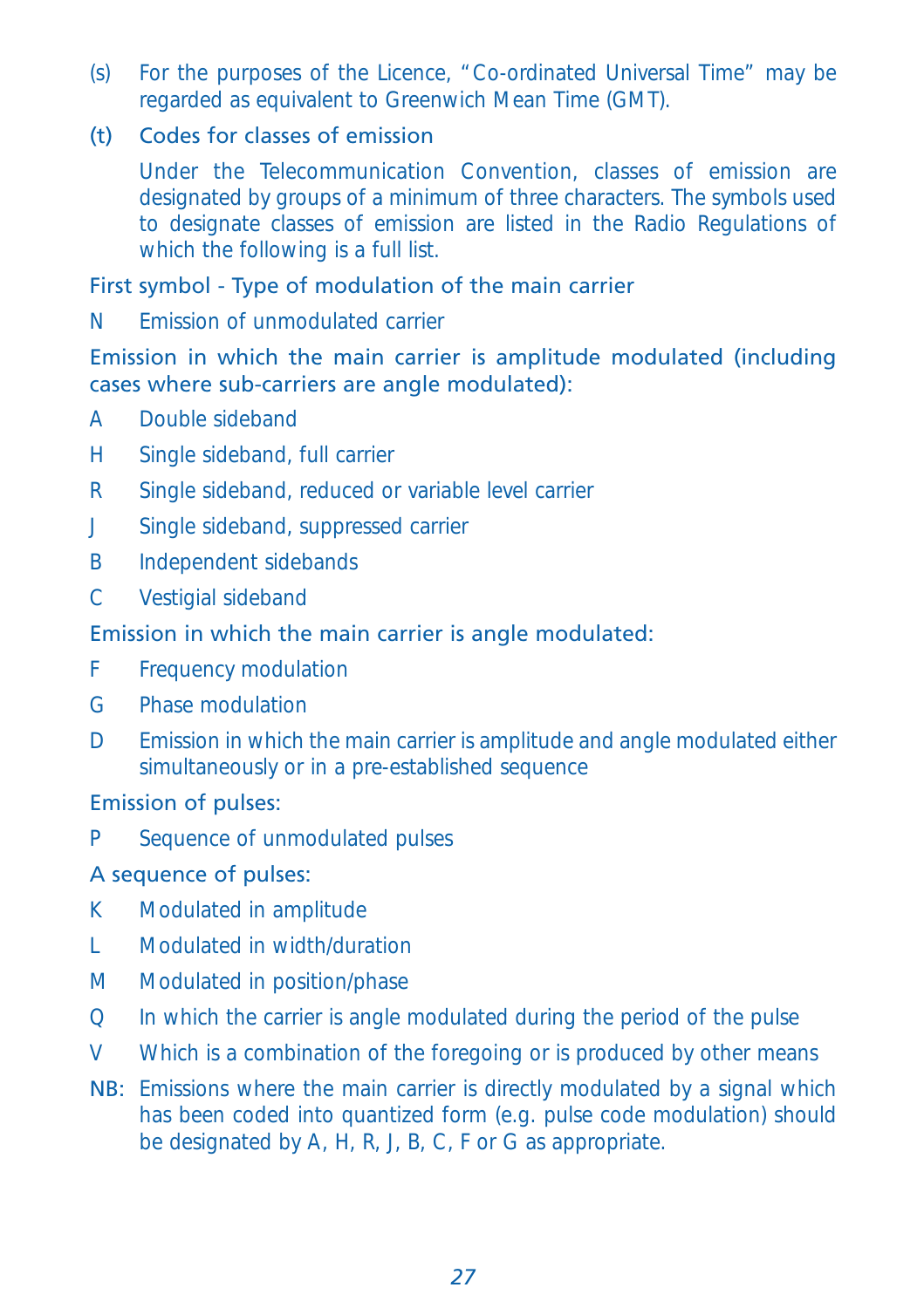(s) For the purposes of the Licence, "Co-ordinated Universal Time" may be regarded as equivalent to Greenwich Mean Time (GMT).

(t) Codes for classes of emission

Under the Telecommunication Convention, classes of emission are designated by groups of a minimum of three characters. The symbols used to designate classes of emission are listed in the Radio Regulations of which the following is a full list.

First symbol - Type of modulation of the main carrier

N Emission of unmodulated carrier

Emission in which the main carrier is amplitude modulated (including cases where sub-carriers are angle modulated):

A Double sideband

H Single sideband, full carrier

R Single sideband, reduced or variable level carrier

J Single sideband, suppressed carrier

B Independent sidebands

C Vestigial sideband

Emission in which the main carrier is angle modulated:

F Frequency modulation

G Phase modulation

D Emission in which the main carrier is amplitude and angle modulated either simultaneously or in a pre-established sequence

Emission of pulses:

P Sequence of unmodulated pulses

A sequence of pulses:

K Modulated in amplitude

L Modulated in width/duration

M Modulated in position/phase

Q In which the carrier is angle modulated during the period of the pulse

V Which is a combination of the foregoing or is produced by other means

NB: Emissions where the main carrier is directly modulated by a signal which has been coded into quantized form (e.g. pulse code modulation) should be designated by A, H, R, J, B, C, F or G as appropriate.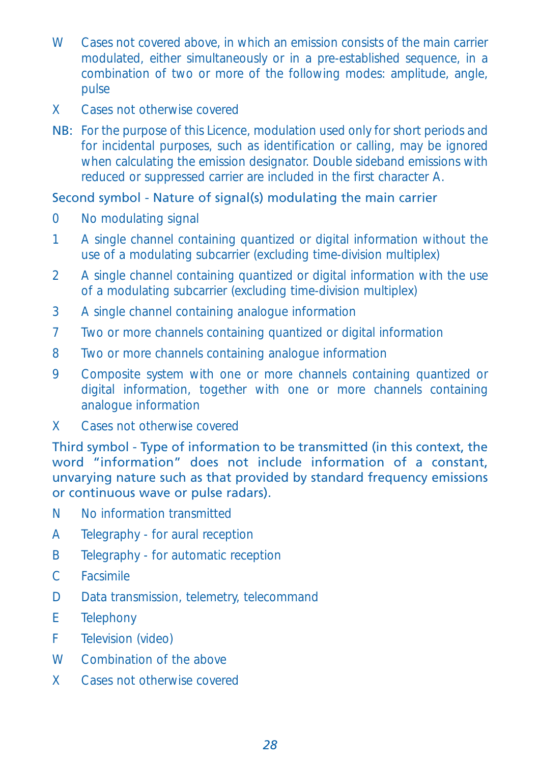W Cases not covered above, in which an emission consists of the main carrier modulated, either simultaneously or in a pre-established sequence, in a combination of two or more of the following modes: amplitude, angle, pulse

X Cases not otherwise covered

NB: For the purpose of this Licence, modulation used only for short periods and for incidental purposes, such as identification or calling, may be ignored when calculating the emission designator. Double sideband emissions with reduced or suppressed carrier are included in the first character A.

### Second symbol - Nature of signal(s) modulating the main carrier

0 No modulating signal

1 A single channel containing quantized or digital information without the use of a modulating subcarrier (excluding time-division multiplex)

2 A single channel containing quantized or digital information with the use of a modulating subcarrier (excluding time-division multiplex)

3 A single channel containing analogue information

7 Two or more channels containing quantized or digital information

8 Two or more channels containing analogue information

9 Composite system with one or more channels containing quantized or digital information, together with one or more channels containing analogue information

X Cases not otherwise covered

### Third symbol - Type of information to be transmitted (in this context, the word "information" does not include information of a constant, unvarying nature such as that provided by standard frequency emissions or continuous wave or pulse radars).

N No information transmitted

A Telegraphy - for aural reception

B Telegraphy - for automatic reception

C Facsimile

D Data transmission, telemetry, telecommand

E Telephony

F Television (video)

W Combination of the above

X Cases not otherwise covered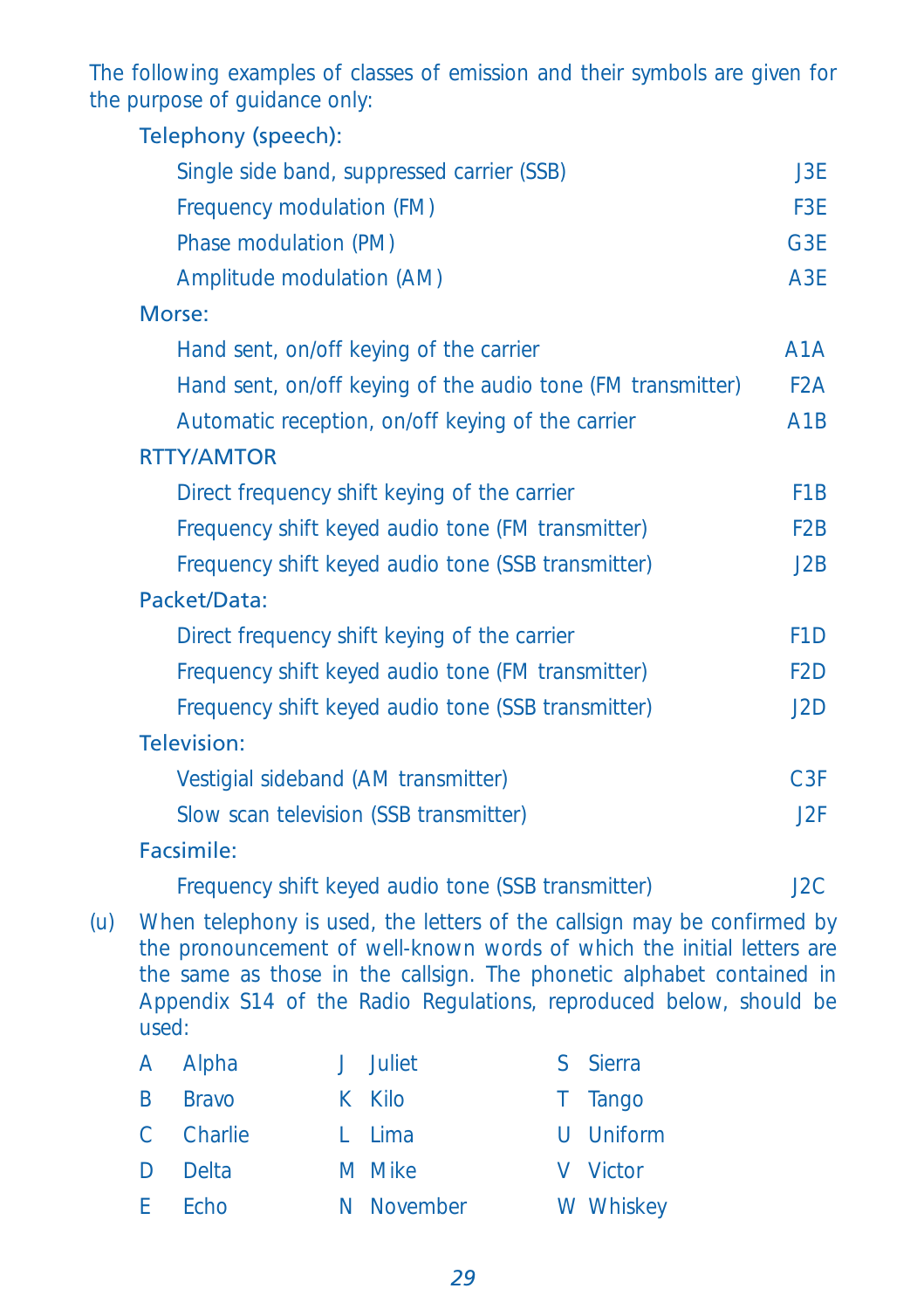The following examples of classes of emission and their symbols are given for the purpose of guidance only:

**Telephony (speech):**

| | |
|---|---|
| Single side band, suppressed carrier (SSB) | J3E |
| Frequency modulation (FM) | F3E |
| Phase modulation (PM) | G3E |
| Amplitude modulation (AM) | A3E |

**Morse:**

| | |
|---|---|
| Hand sent, on/off keying of the carrier | A1A |
| Hand sent, on/off keying of the audio tone (FM transmitter) | F2A |
| Automatic reception, on/off keying of the carrier | A1B |

**RTTY/AMTOR**

| | |
|---|---|
| Direct frequency shift keying of the carrier | F1B |
| Frequency shift keyed audio tone (FM transmitter) | F2B |
| Frequency shift keyed audio tone (SSB transmitter) | J2B |

**Packet/Data:**

| | |
|---|---|
| Direct frequency shift keying of the carrier | F1D |
| Frequency shift keyed audio tone (FM transmitter) | F2D |
| Frequency shift keyed audio tone (SSB transmitter) | J2D |

**Television:**

| | |
|---|---|
| Vestigial sideband (AM transmitter) | C3F |
| Slow scan television (SSB transmitter) | J2F |

**Facsimile:**

| | |
|---|---|
| Frequency shift keyed audio tone (SSB transmitter) | J2C |

(u) When telephony is used, the letters of the callsign may be confirmed by the pronouncement of well-known words of which the initial letters are the same as those in the callsign. The phonetic alphabet contained in Appendix S14 of the Radio Regulations, reproduced below, should be used:

| | | | | | |
|---|---|---|---|---|---|
| A | Alpha | J | Juliet | S | Sierra |
| B | Bravo | K | Kilo | T | Tango |
| C | Charlie | L | Lima | U | Uniform |
| D | Delta | M | Mike | V | Victor |
| E | Echo | N | November | W | Whiskey |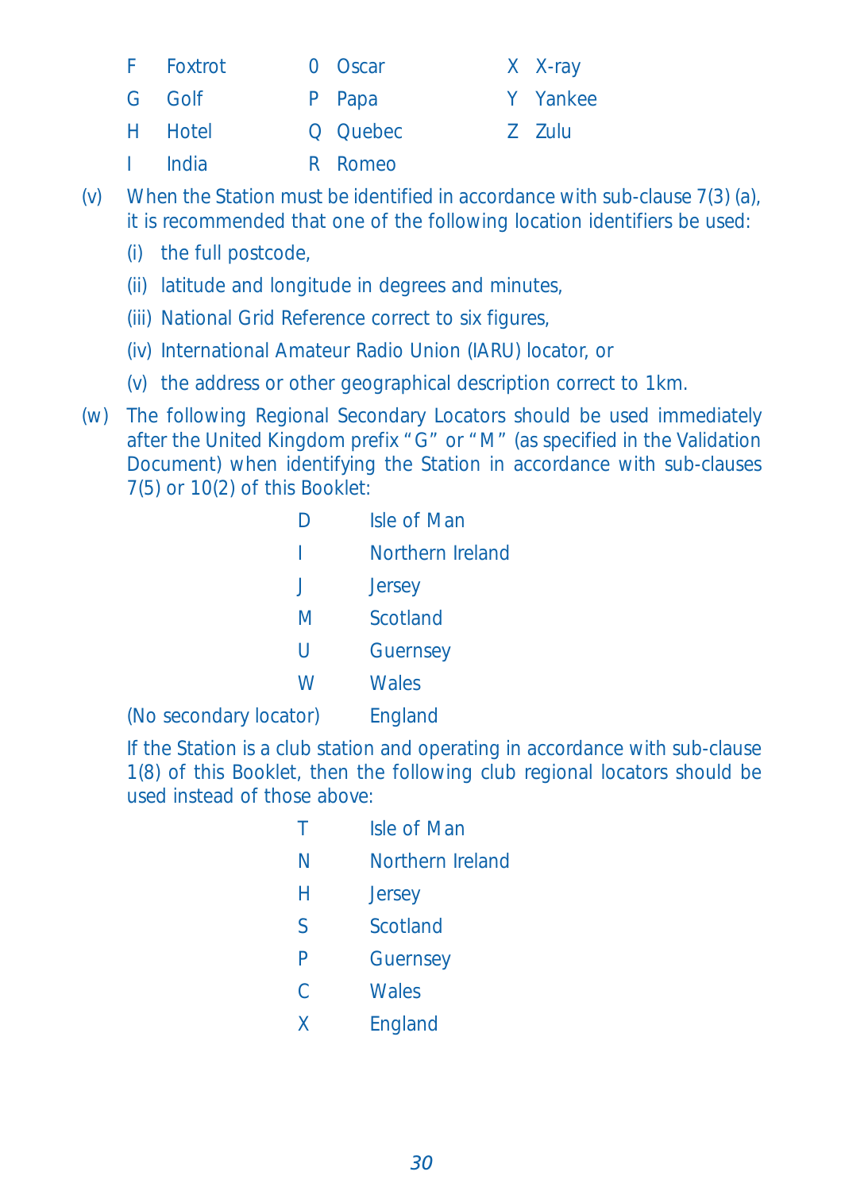| | | | | | |
|---|---|---|---|---|---|
| F | Foxtrot | O | Oscar | X | X-ray |
| G | Golf | P | Papa | Y | Yankee |
| H | Hotel | Q | Quebec | Z | Zulu |
| I | India | R | Romeo | | |

(v) When the Station must be identified in accordance with sub-clause 7(3) (a), it is recommended that one of the following location identifiers be used:

(i) the full postcode,

(ii) latitude and longitude in degrees and minutes,

(iii) National Grid Reference correct to six figures,

(iv) International Amateur Radio Union (IARU) locator, or

(v) the address or other geographical description correct to 1km.

(w) The following Regional Secondary Locators should be used immediately after the United Kingdom prefix "G" or "M" (as specified in the Validation Document) when identifying the Station in accordance with sub-clauses 7(5) or 10(2) of this Booklet:

| | |
|---|---|
| D | Isle of Man |
| I | Northern Ireland |
| J | Jersey |
| M | Scotland |
| U | Guernsey |
| W | Wales |
| (No secondary locator) | England |

If the Station is a club station and operating in accordance with sub-clause 1(8) of this Booklet, then the following club regional locators should be used instead of those above:

| | |
|---|---|
| T | Isle of Man |
| N | Northern Ireland |
| H | Jersey |
| S | Scotland |
| P | Guernsey |
| C | Wales |
| X | England |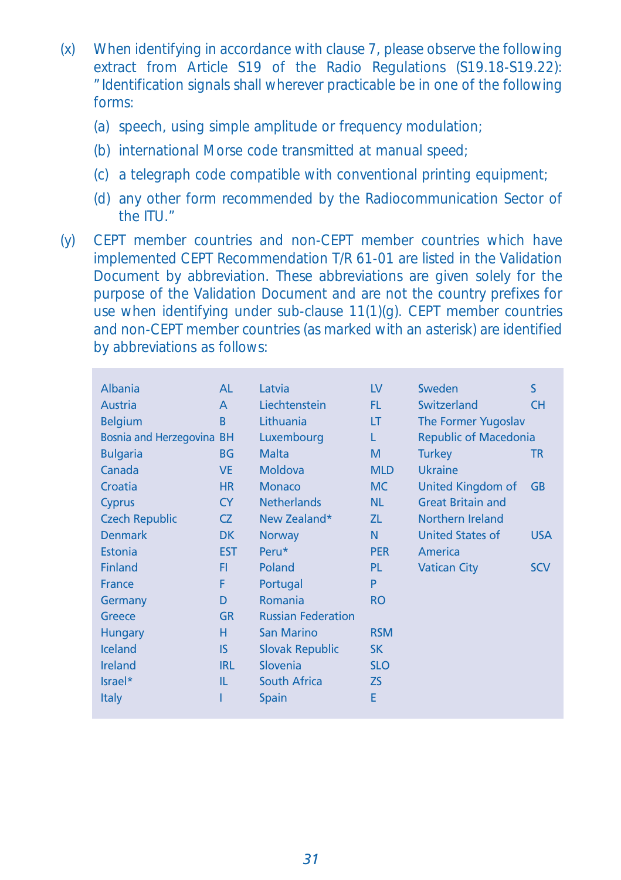(x) When identifying in accordance with clause 7, please observe the following extract from Article S19 of the Radio Regulations (S19.18-S19.22): "Identification signals shall wherever practicable be in one of the following forms:

(a) speech, using simple amplitude or frequency modulation;

(b) international Morse code transmitted at manual speed;

(c) a telegraph code compatible with conventional printing equipment;

(d) any other form recommended by the Radiocommunication Sector of the ITU."

(y) CEPT member countries and non-CEPT member countries which have implemented CEPT Recommendation T/R 61-01 are listed in the Validation Document by abbreviation. These abbreviations are given solely for the purpose of the Validation Document and are not the country prefixes for use when identifying under sub-clause 11(1)(g). CEPT member countries and non-CEPT member countries (as marked with an asterisk) are identified by abbreviations as follows:

| Country | Abbreviation | Country | Abbreviation | Country | Abbreviation |
|---|---|---|---|---|---|
| Albania | AL | Latvia | LV | Sweden | S |
| Austria | A | Liechtenstein | FL | Switzerland | CH |
| Belgium | B | Lithuania | LT | The Former Yugoslav Republic of Macedonia | |
| Bosnia and Herzegovina | BH | Luxembourg | L | Turkey | TR |
| Bulgaria | BG | Malta | M | Ukraine | |
| Canada | VE | Moldova | MLD | United Kingdom of Great Britain and Northern Ireland | GB |
| Croatia | HR | Monaco | MC | United States of America | USA |
| Cyprus | CY | Netherlands | NL | Vatican City | SCV |
| Czech Republic | CZ | New Zealand* | ZL | | |
| Denmark | DK | Norway | N | | |
| Estonia | EST | Peru* | PER | | |
| Finland | FI | Poland | PL | | |
| France | F | Portugal | P | | |
| Germany | D | Romania | RO | | |
| Greece | GR | Russian Federation | | | |
| Hungary | H | San Marino | RSM | | |
| Iceland | IS | Slovak Republic | SK | | |
| Ireland | IRL | Slovenia | SLO | | |
| Israel* | IL | South Africa | ZS | | |
| Italy | I | Spain | E | | |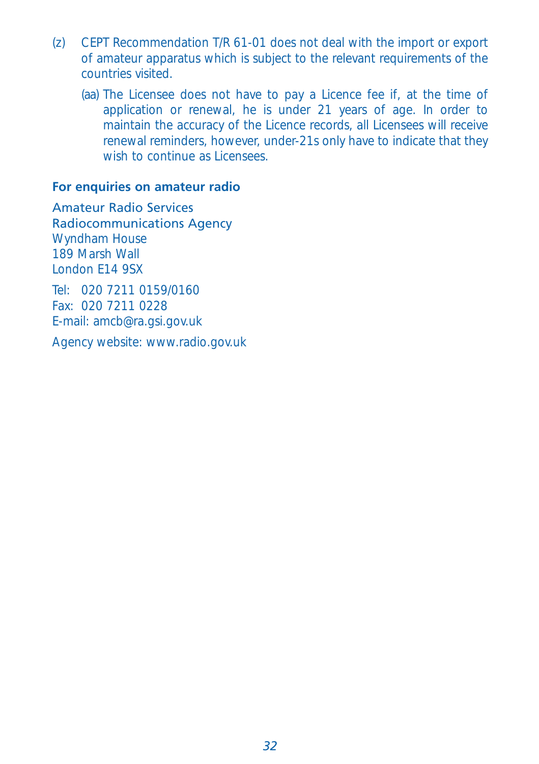(z) CEPT Recommendation T/R 61-01 does not deal with the import or export of amateur apparatus which is subject to the relevant requirements of the countries visited.

(aa) The Licensee does not have to pay a Licence fee if, at the time of application or renewal, he is under 21 years of age. In order to maintain the accuracy of the Licence records, all Licensees will receive renewal reminders, however, under-21s only have to indicate that they wish to continue as Licensees.

**For enquiries on amateur radio**

Amateur Radio Services
Radiocommunications Agency
Wyndham House
189 Marsh Wall
London E14 9SX

Tel: 020 7211 0159/0160
Fax: 020 7211 0228
E-mail: amcb@ra.gsi.gov.uk

Agency website: www.radio.gov.uk